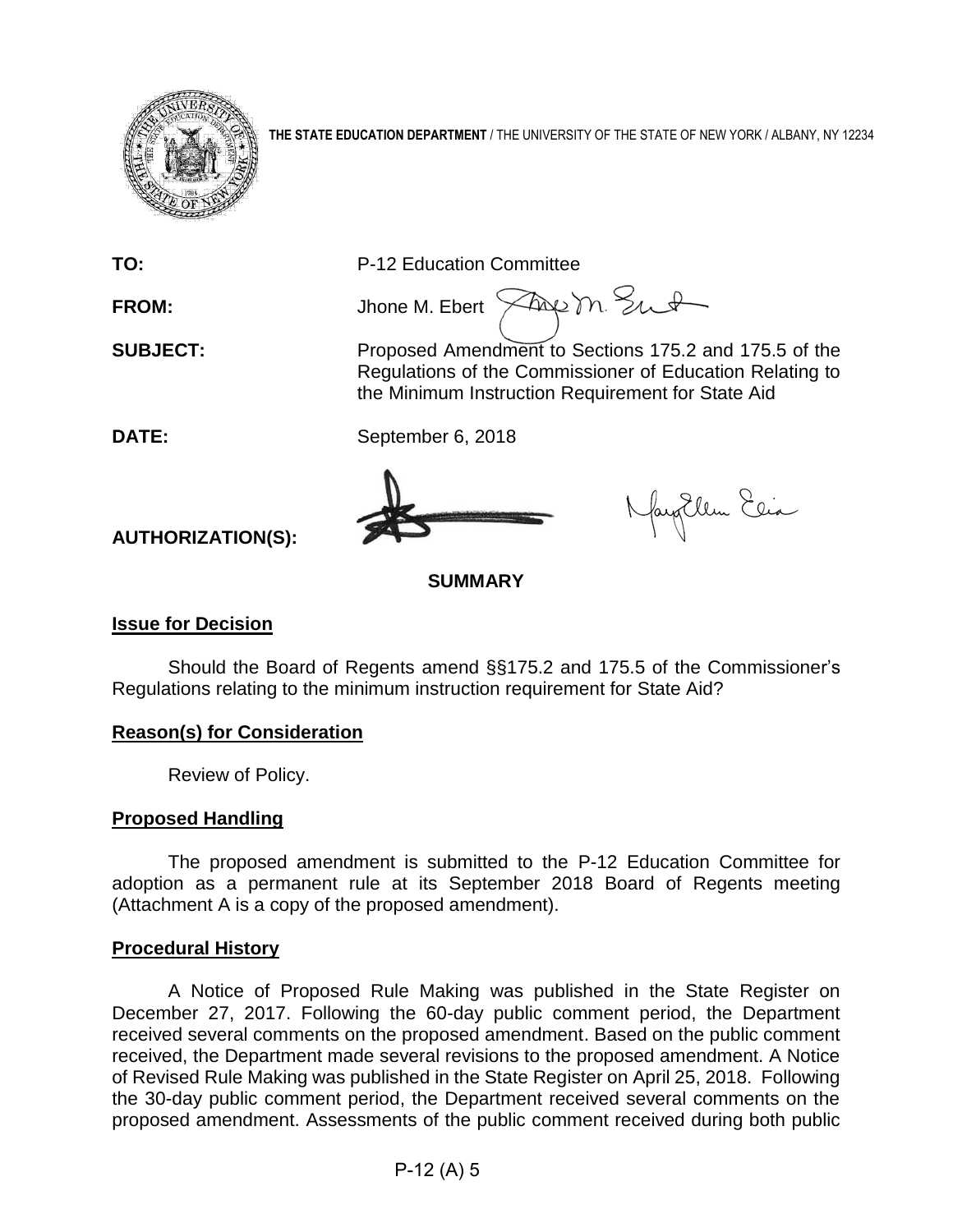**THE STATE EDUCATION DEPARTMENT** / THE UNIVERSITY OF THE STATE OF NEW YORK / ALBANY, NY 12234

**TO:** P-12 Education Committee

**FROM:** Jhone M. Ebert

**SUBJECT:** Proposed Amendment to Sections 175.2 and 175.5 of the Regulations of the Commissioner of Education Relating to the Minimum Instruction Requirement for State Aid

**DATE:** September 6, 2018

**AUTHORIZATION(S):**

## SUMMARY

### Issue for Decision

Should the Board of Regents amend §§175.2 and 175.5 of the Commissioner's Regulations relating to the minimum instruction requirement for State Aid?

### Reason(s) for Consideration

Review of Policy.

### Proposed Handling

The proposed amendment is submitted to the P-12 Education Committee for adoption as a permanent rule at its September 2018 Board of Regents meeting (Attachment A is a copy of the proposed amendment).

### Procedural History

A Notice of Proposed Rule Making was published in the State Register on December 27, 2017. Following the 60-day public comment period, the Department received several comments on the proposed amendment. Based on the public comment received, the Department made several revisions to the proposed amendment. A Notice of Revised Rule Making was published in the State Register on April 25, 2018. Following the 30-day public comment period, the Department received several comments on the proposed amendment. Assessments of the public comment received during both public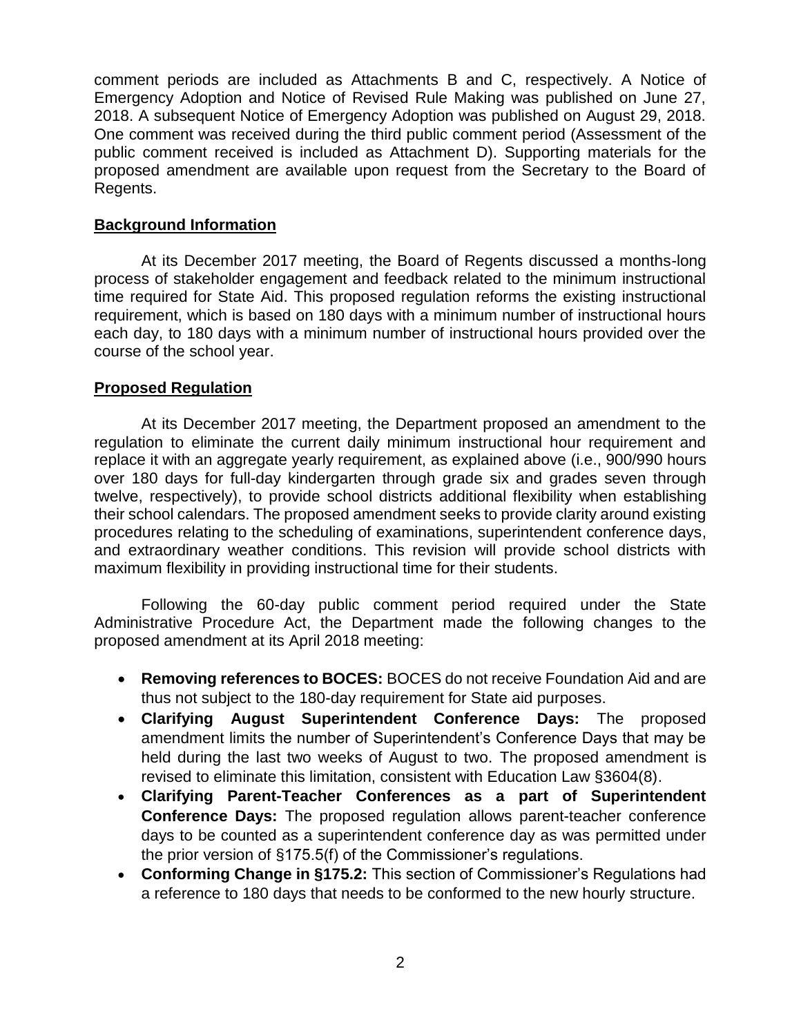comment periods are included as Attachments B and C, respectively. A Notice of Emergency Adoption and Notice of Revised Rule Making was published on June 27, 2018. A subsequent Notice of Emergency Adoption was published on August 29, 2018. One comment was received during the third public comment period (Assessment of the public comment received is included as Attachment D). Supporting materials for the proposed amendment are available upon request from the Secretary to the Board of Regents.

## Background Information

At its December 2017 meeting, the Board of Regents discussed a months-long process of stakeholder engagement and feedback related to the minimum instructional time required for State Aid. This proposed regulation reforms the existing instructional requirement, which is based on 180 days with a minimum number of instructional hours each day, to 180 days with a minimum number of instructional hours provided over the course of the school year.

## Proposed Regulation

At its December 2017 meeting, the Department proposed an amendment to the regulation to eliminate the current daily minimum instructional hour requirement and replace it with an aggregate yearly requirement, as explained above (i.e., 900/990 hours over 180 days for full-day kindergarten through grade six and grades seven through twelve, respectively), to provide school districts additional flexibility when establishing their school calendars. The proposed amendment seeks to provide clarity around existing procedures relating to the scheduling of examinations, superintendent conference days, and extraordinary weather conditions. This revision will provide school districts with maximum flexibility in providing instructional time for their students.

Following the 60-day public comment period required under the State Administrative Procedure Act, the Department made the following changes to the proposed amendment at its April 2018 meeting:

- **Removing references to BOCES:** BOCES do not receive Foundation Aid and are thus not subject to the 180-day requirement for State aid purposes.
- **Clarifying August Superintendent Conference Days:** The proposed amendment limits the number of Superintendent's Conference Days that may be held during the last two weeks of August to two. The proposed amendment is revised to eliminate this limitation, consistent with Education Law §3604(8).
- **Clarifying Parent-Teacher Conferences as a part of Superintendent Conference Days:** The proposed regulation allows parent-teacher conference days to be counted as a superintendent conference day as was permitted under the prior version of §175.5(f) of the Commissioner's regulations.
- **Conforming Change in §175.2:** This section of Commissioner's Regulations had a reference to 180 days that needs to be conformed to the new hourly structure.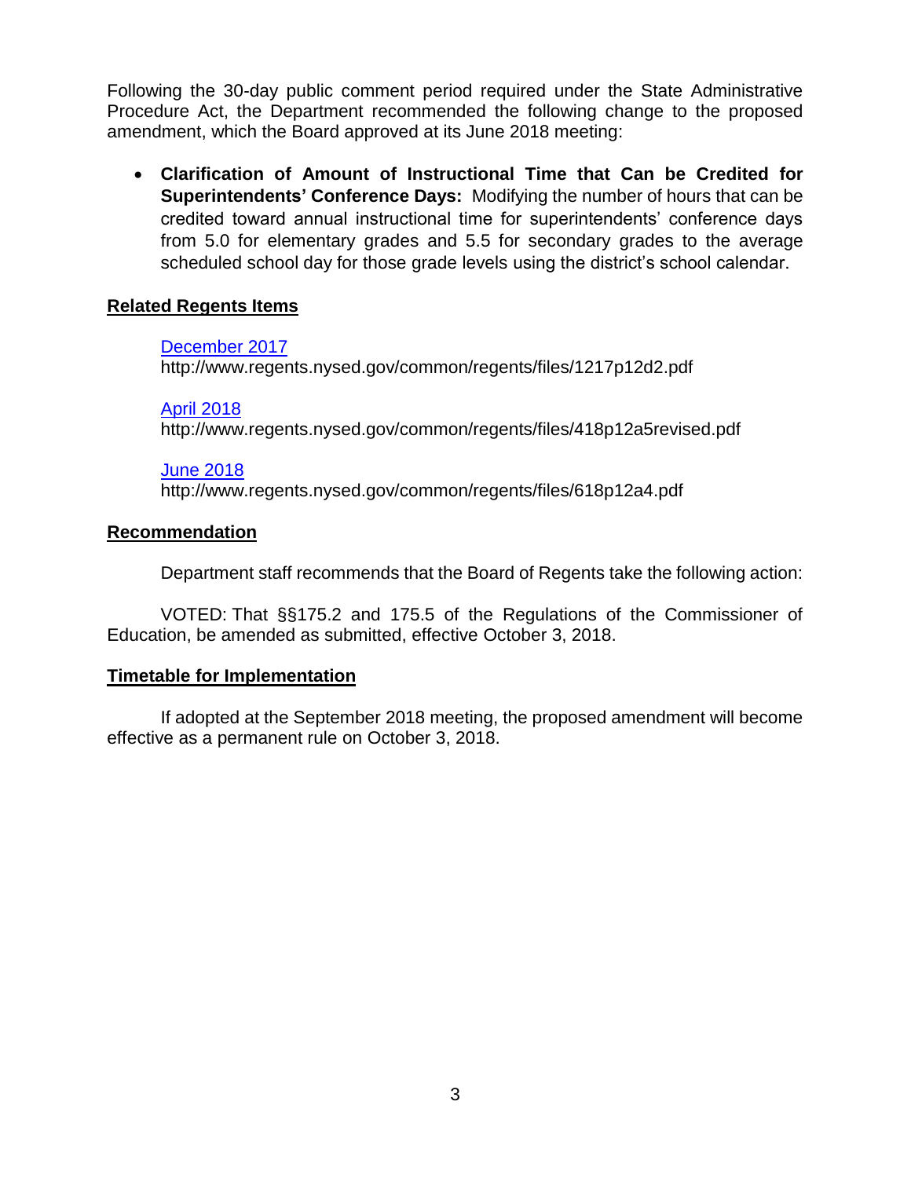Following the 30-day public comment period required under the State Administrative Procedure Act, the Department recommended the following change to the proposed amendment, which the Board approved at its June 2018 meeting:

- **Clarification of Amount of Instructional Time that Can be Credited for Superintendents' Conference Days:** Modifying the number of hours that can be credited toward annual instructional time for superintendents' conference days from 5.0 for elementary grades and 5.5 for secondary grades to the average scheduled school day for those grade levels using the district's school calendar.

## Related Regents Items

[December 2017](http://www.regents.nysed.gov/common/regents/files/1217p12d2.pdf)
http://www.regents.nysed.gov/common/regents/files/1217p12d2.pdf

[April 2018](http://www.regents.nysed.gov/common/regents/files/418p12a5revised.pdf)
http://www.regents.nysed.gov/common/regents/files/418p12a5revised.pdf

[June 2018](http://www.regents.nysed.gov/common/regents/files/618p12a4.pdf)
http://www.regents.nysed.gov/common/regents/files/618p12a4.pdf

## Recommendation

Department staff recommends that the Board of Regents take the following action:

VOTED: That §§175.2 and 175.5 of the Regulations of the Commissioner of Education, be amended as submitted, effective October 3, 2018.

## Timetable for Implementation

If adopted at the September 2018 meeting, the proposed amendment will become effective as a permanent rule on October 3, 2018.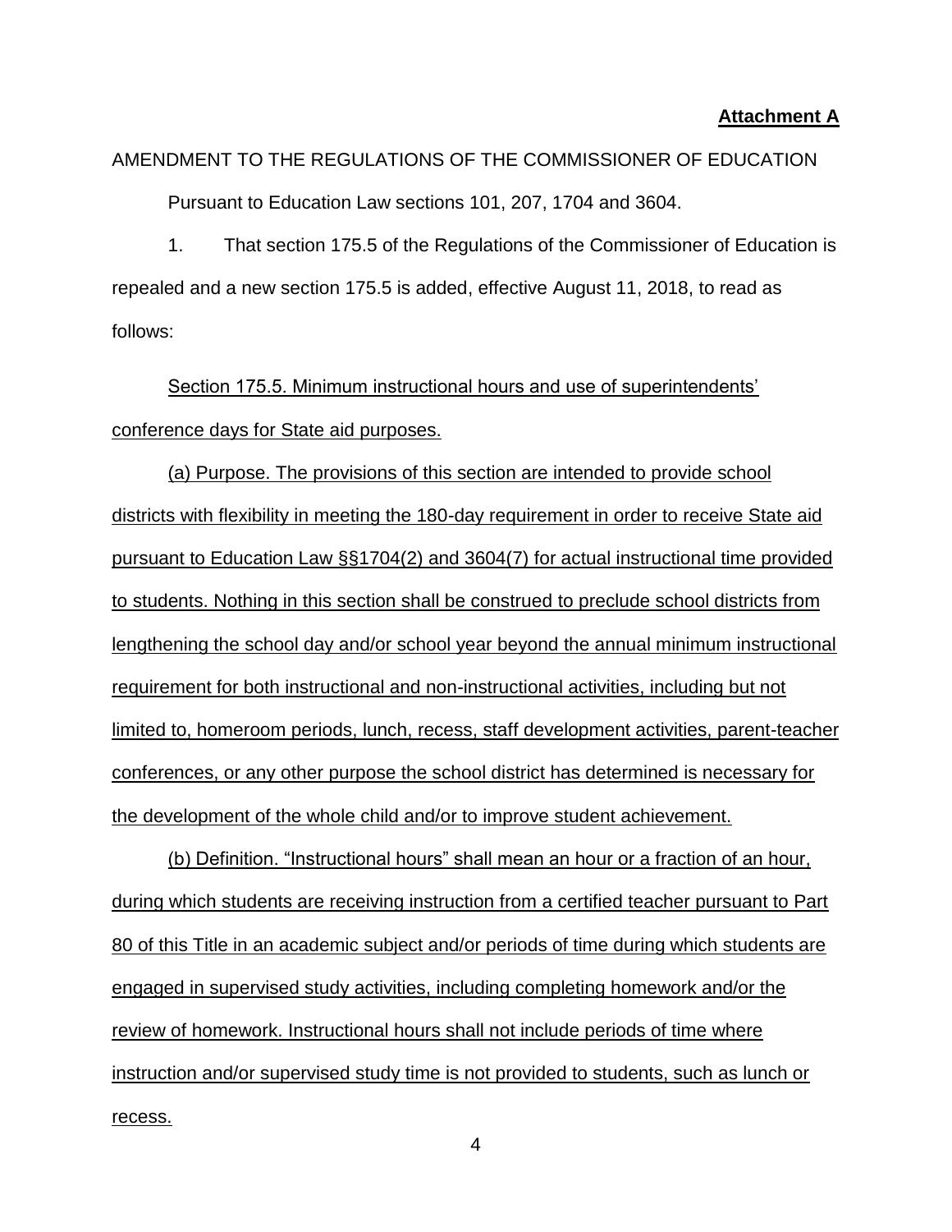**Attachment A**

AMENDMENT TO THE REGULATIONS OF THE COMMISSIONER OF EDUCATION

Pursuant to Education Law sections 101, 207, 1704 and 3604.

1. That section 175.5 of the Regulations of the Commissioner of Education is repealed and a new section 175.5 is added, effective August 11, 2018, to read as follows:

<u>Section 175.5. Minimum instructional hours and use of superintendents' conference days for State aid purposes.</u>

<u>(a) Purpose. The provisions of this section are intended to provide school districts with flexibility in meeting the 180-day requirement in order to receive State aid pursuant to Education Law §§1704(2) and 3604(7) for actual instructional time provided to students. Nothing in this section shall be construed to preclude school districts from lengthening the school day and/or school year beyond the annual minimum instructional requirement for both instructional and non-instructional activities, including but not limited to, homeroom periods, lunch, recess, staff development activities, parent-teacher conferences, or any other purpose the school district has determined is necessary for the development of the whole child and/or to improve student achievement.</u>

<u>(b) Definition. "Instructional hours" shall mean an hour or a fraction of an hour, during which students are receiving instruction from a certified teacher pursuant to Part 80 of this Title in an academic subject and/or periods of time during which students are engaged in supervised study activities, including completing homework and/or the review of homework. Instructional hours shall not include periods of time where instruction and/or supervised study time is not provided to students, such as lunch or recess.</u>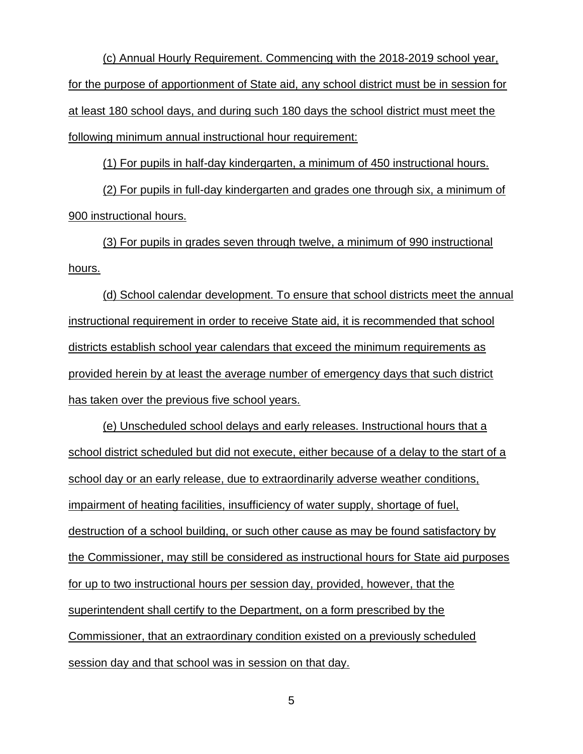(c) Annual Hourly Requirement. Commencing with the 2018-2019 school year, for the purpose of apportionment of State aid, any school district must be in session for at least 180 school days, and during such 180 days the school district must meet the following minimum annual instructional hour requirement:

(1) For pupils in half-day kindergarten, a minimum of 450 instructional hours.

(2) For pupils in full-day kindergarten and grades one through six, a minimum of 900 instructional hours.

(3) For pupils in grades seven through twelve, a minimum of 990 instructional hours.

(d) School calendar development. To ensure that school districts meet the annual instructional requirement in order to receive State aid, it is recommended that school districts establish school year calendars that exceed the minimum requirements as provided herein by at least the average number of emergency days that such district has taken over the previous five school years.

(e) Unscheduled school delays and early releases. Instructional hours that a school district scheduled but did not execute, either because of a delay to the start of a school day or an early release, due to extraordinarily adverse weather conditions, impairment of heating facilities, insufficiency of water supply, shortage of fuel, destruction of a school building, or such other cause as may be found satisfactory by the Commissioner, may still be considered as instructional hours for State aid purposes for up to two instructional hours per session day, provided, however, that the superintendent shall certify to the Department, on a form prescribed by the Commissioner, that an extraordinary condition existed on a previously scheduled session day and that school was in session on that day.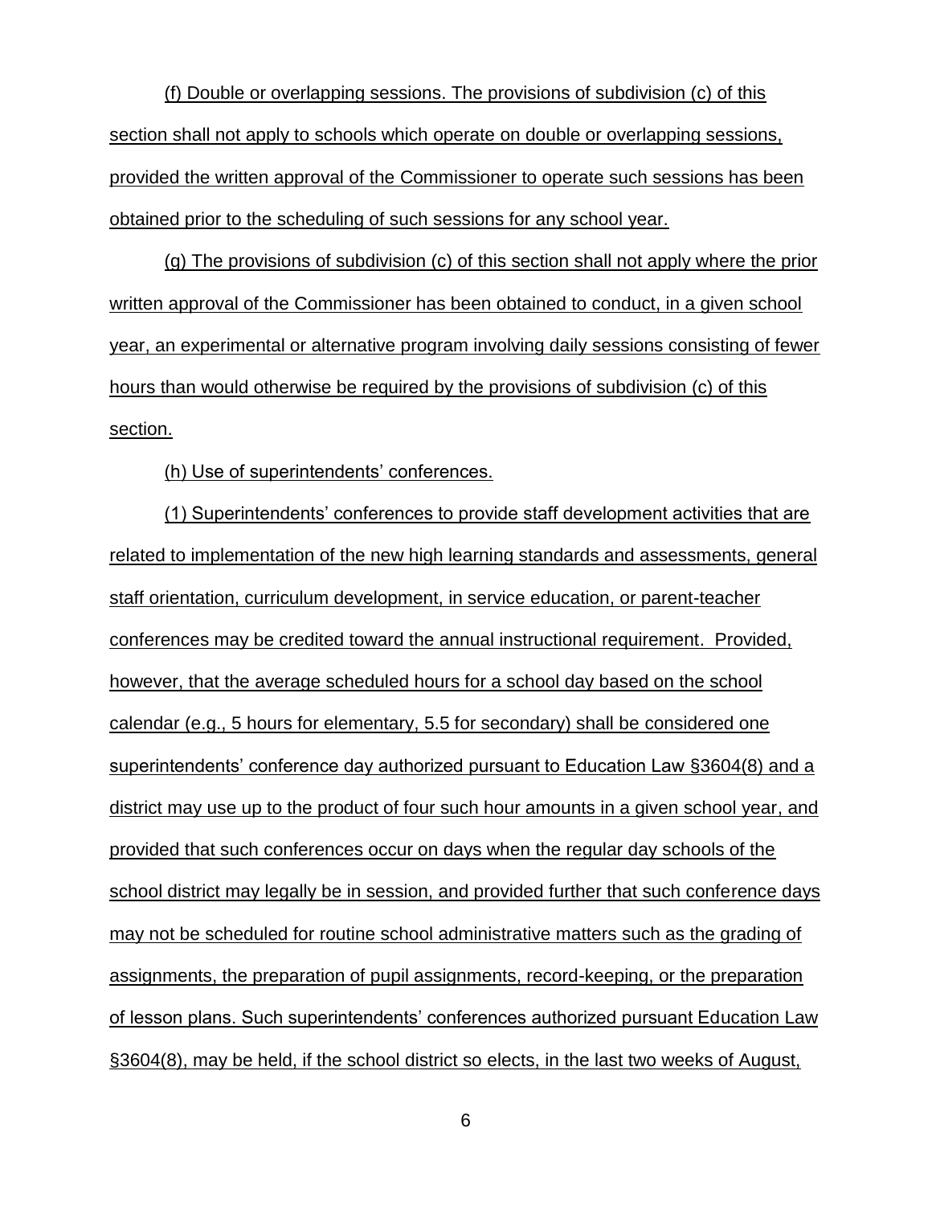(f) Double or overlapping sessions. The provisions of subdivision (c) of this section shall not apply to schools which operate on double or overlapping sessions, provided the written approval of the Commissioner to operate such sessions has been obtained prior to the scheduling of such sessions for any school year.

(g) The provisions of subdivision (c) of this section shall not apply where the prior written approval of the Commissioner has been obtained to conduct, in a given school year, an experimental or alternative program involving daily sessions consisting of fewer hours than would otherwise be required by the provisions of subdivision (c) of this section.

(h) Use of superintendents' conferences.

(1) Superintendents' conferences to provide staff development activities that are related to implementation of the new high learning standards and assessments, general staff orientation, curriculum development, in service education, or parent-teacher conferences may be credited toward the annual instructional requirement. Provided, however, that the average scheduled hours for a school day based on the school calendar (e.g., 5 hours for elementary, 5.5 for secondary) shall be considered one superintendents' conference day authorized pursuant to Education Law §3604(8) and a district may use up to the product of four such hour amounts in a given school year, and provided that such conferences occur on days when the regular day schools of the school district may legally be in session, and provided further that such conference days may not be scheduled for routine school administrative matters such as the grading of assignments, the preparation of pupil assignments, record-keeping, or the preparation of lesson plans. Such superintendents' conferences authorized pursuant Education Law §3604(8), may be held, if the school district so elects, in the last two weeks of August,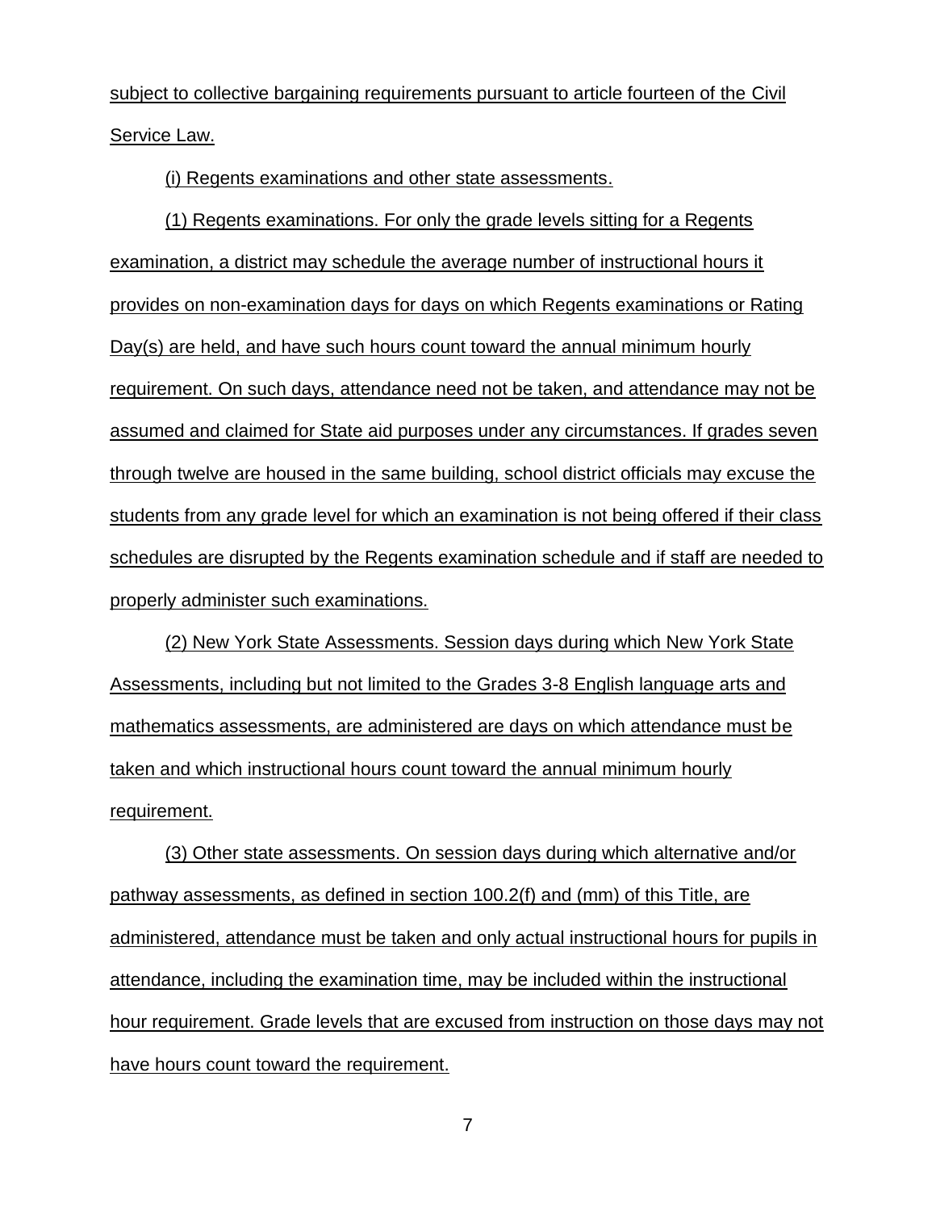subject to collective bargaining requirements pursuant to article fourteen of the Civil Service Law.

(i) Regents examinations and other state assessments.

(1) Regents examinations. For only the grade levels sitting for a Regents examination, a district may schedule the average number of instructional hours it provides on non-examination days for days on which Regents examinations or Rating Day(s) are held, and have such hours count toward the annual minimum hourly requirement. On such days, attendance need not be taken, and attendance may not be assumed and claimed for State aid purposes under any circumstances. If grades seven through twelve are housed in the same building, school district officials may excuse the students from any grade level for which an examination is not being offered if their class schedules are disrupted by the Regents examination schedule and if staff are needed to properly administer such examinations.

(2) New York State Assessments. Session days during which New York State Assessments, including but not limited to the Grades 3-8 English language arts and mathematics assessments, are administered are days on which attendance must be taken and which instructional hours count toward the annual minimum hourly requirement.

(3) Other state assessments. On session days during which alternative and/or pathway assessments, as defined in section 100.2(f) and (mm) of this Title, are administered, attendance must be taken and only actual instructional hours for pupils in attendance, including the examination time, may be included within the instructional hour requirement. Grade levels that are excused from instruction on those days may not have hours count toward the requirement.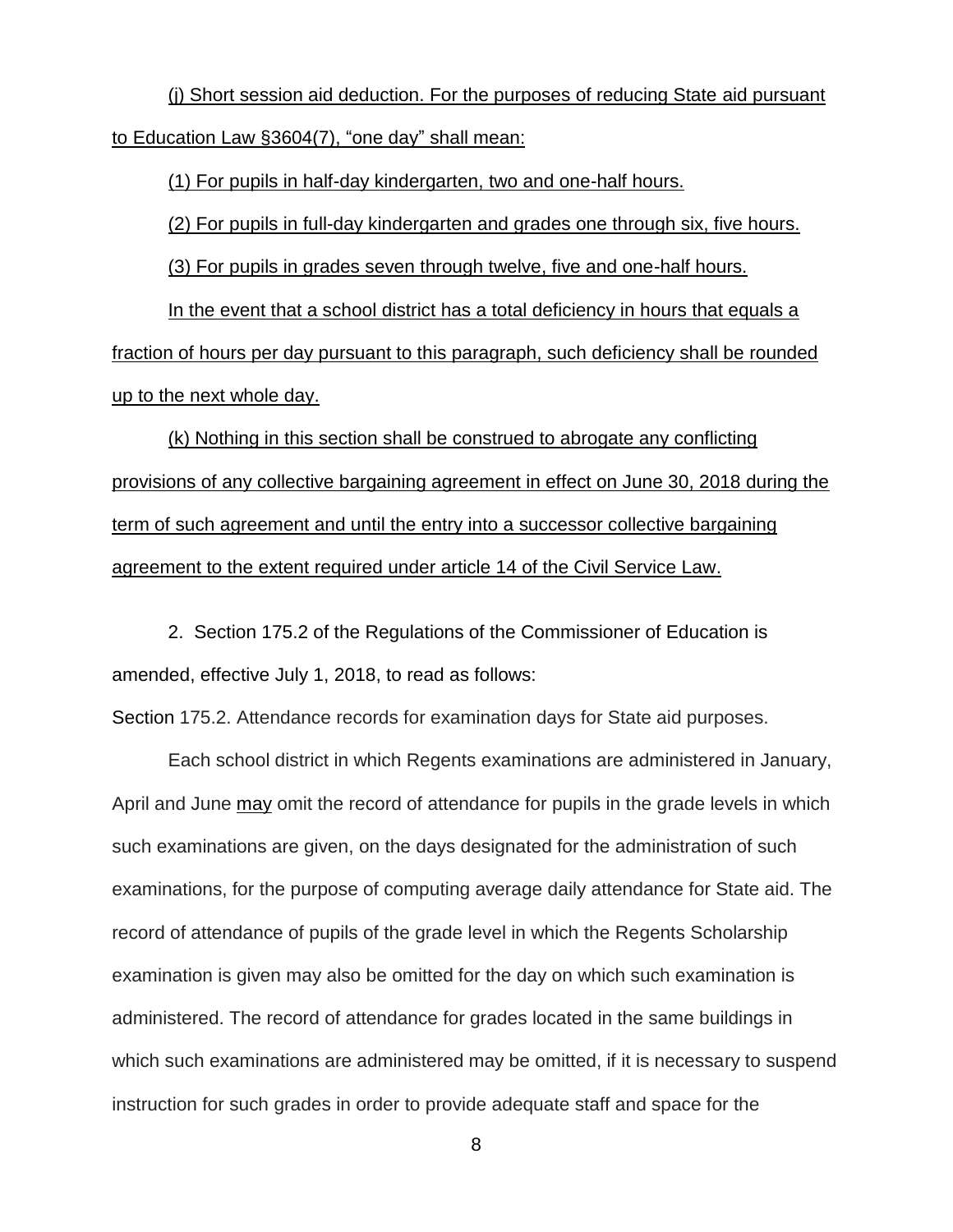(j) Short session aid deduction. For the purposes of reducing State aid pursuant to Education Law §3604(7), "one day" shall mean:

(1) For pupils in half-day kindergarten, two and one-half hours.

(2) For pupils in full-day kindergarten and grades one through six, five hours.

(3) For pupils in grades seven through twelve, five and one-half hours.

In the event that a school district has a total deficiency in hours that equals a fraction of hours per day pursuant to this paragraph, such deficiency shall be rounded up to the next whole day.

(k) Nothing in this section shall be construed to abrogate any conflicting provisions of any collective bargaining agreement in effect on June 30, 2018 during the term of such agreement and until the entry into a successor collective bargaining agreement to the extent required under article 14 of the Civil Service Law.

2. Section 175.2 of the Regulations of the Commissioner of Education is amended, effective July 1, 2018, to read as follows:

Section 175.2. Attendance records for examination days for State aid purposes.

Each school district in which Regents examinations are administered in January, April and June may omit the record of attendance for pupils in the grade levels in which such examinations are given, on the days designated for the administration of such examinations, for the purpose of computing average daily attendance for State aid. The record of attendance of pupils of the grade level in which the Regents Scholarship examination is given may also be omitted for the day on which such examination is administered. The record of attendance for grades located in the same buildings in which such examinations are administered may be omitted, if it is necessary to suspend instruction for such grades in order to provide adequate staff and space for the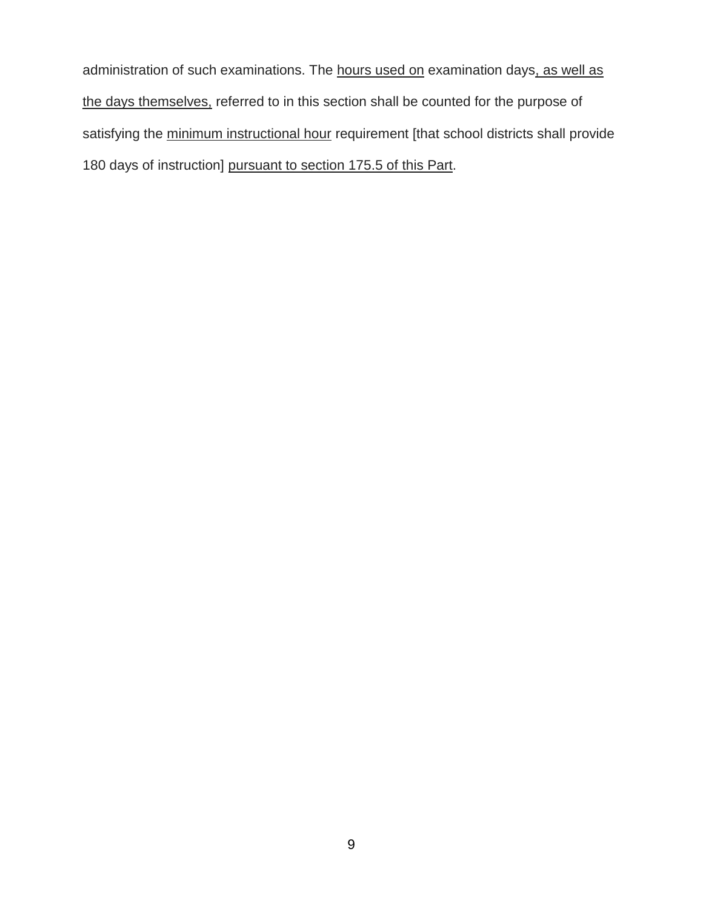administration of such examinations. The <u>hours used on</u> examination days<u>, as well as the days themselves,</u> referred to in this section shall be counted for the purpose of satisfying the <u>minimum instructional hour</u> requirement [that school districts shall provide 180 days of instruction] <u>pursuant to section 175.5 of this Part</u>.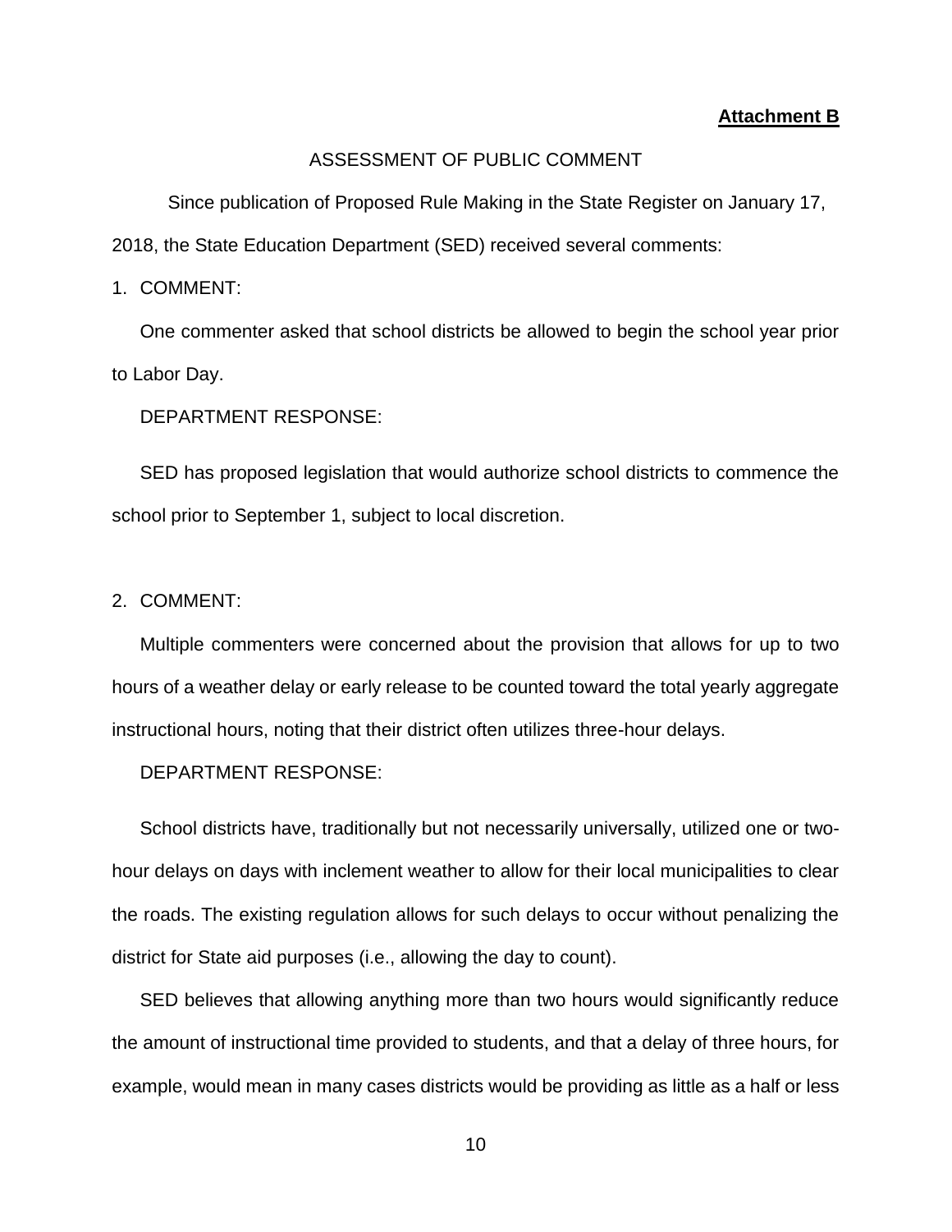**Attachment B**

ASSESSMENT OF PUBLIC COMMENT

Since publication of Proposed Rule Making in the State Register on January 17, 2018, the State Education Department (SED) received several comments:

1. COMMENT:

   One commenter asked that school districts be allowed to begin the school year prior to Labor Day.

   DEPARTMENT RESPONSE:

   SED has proposed legislation that would authorize school districts to commence the school prior to September 1, subject to local discretion.

2. COMMENT:

   Multiple commenters were concerned about the provision that allows for up to two hours of a weather delay or early release to be counted toward the total yearly aggregate instructional hours, noting that their district often utilizes three-hour delays.

   DEPARTMENT RESPONSE:

   School districts have, traditionally but not necessarily universally, utilized one or two-hour delays on days with inclement weather to allow for their local municipalities to clear the roads. The existing regulation allows for such delays to occur without penalizing the district for State aid purposes (i.e., allowing the day to count).

   SED believes that allowing anything more than two hours would significantly reduce the amount of instructional time provided to students, and that a delay of three hours, for example, would mean in many cases districts would be providing as little as a half or less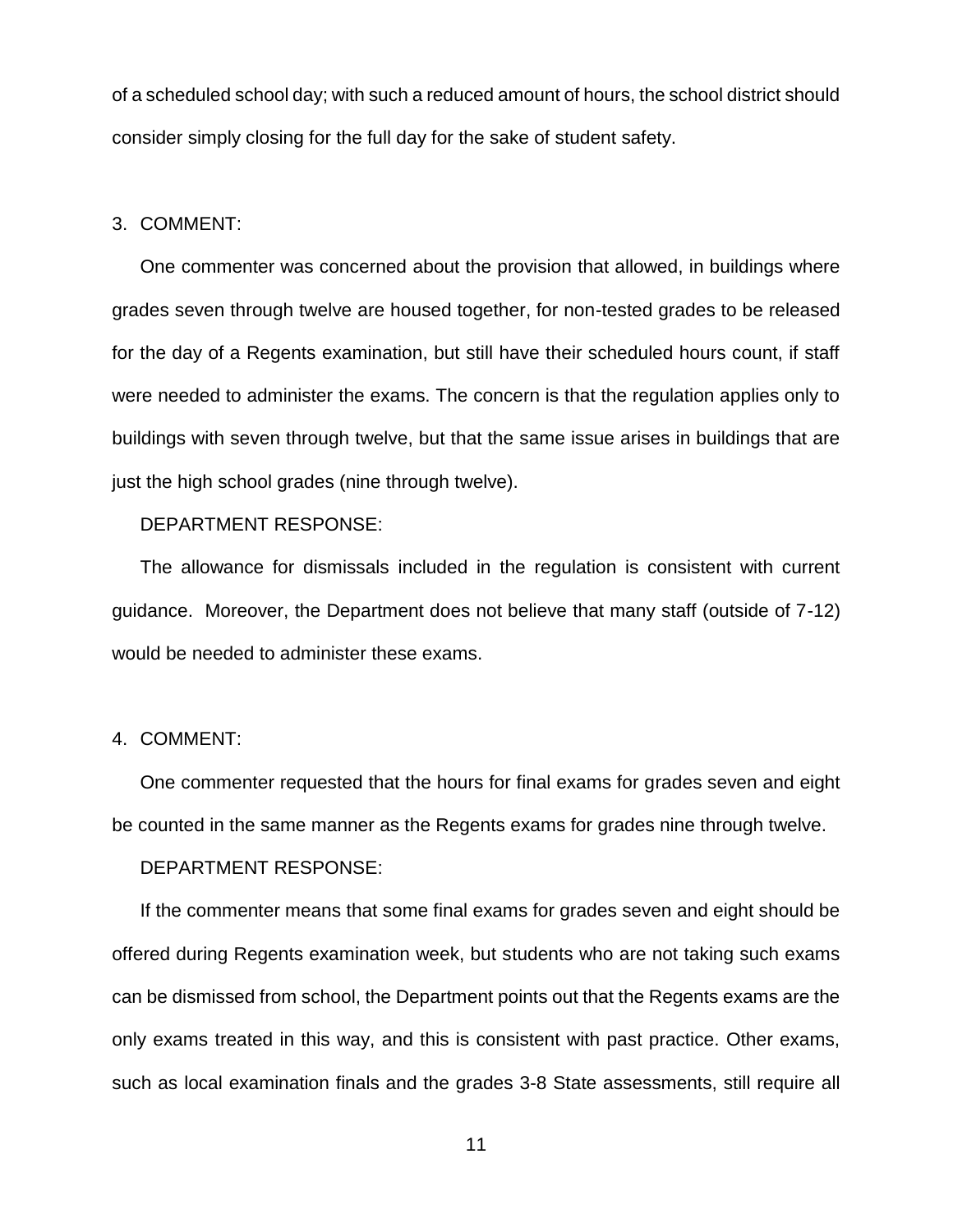of a scheduled school day; with such a reduced amount of hours, the school district should consider simply closing for the full day for the sake of student safety.

3. COMMENT:

One commenter was concerned about the provision that allowed, in buildings where grades seven through twelve are housed together, for non-tested grades to be released for the day of a Regents examination, but still have their scheduled hours count, if staff were needed to administer the exams. The concern is that the regulation applies only to buildings with seven through twelve, but that the same issue arises in buildings that are just the high school grades (nine through twelve).

DEPARTMENT RESPONSE:

The allowance for dismissals included in the regulation is consistent with current guidance. Moreover, the Department does not believe that many staff (outside of 7-12) would be needed to administer these exams.

4. COMMENT:

One commenter requested that the hours for final exams for grades seven and eight be counted in the same manner as the Regents exams for grades nine through twelve.

DEPARTMENT RESPONSE:

If the commenter means that some final exams for grades seven and eight should be offered during Regents examination week, but students who are not taking such exams can be dismissed from school, the Department points out that the Regents exams are the only exams treated in this way, and this is consistent with past practice. Other exams, such as local examination finals and the grades 3-8 State assessments, still require all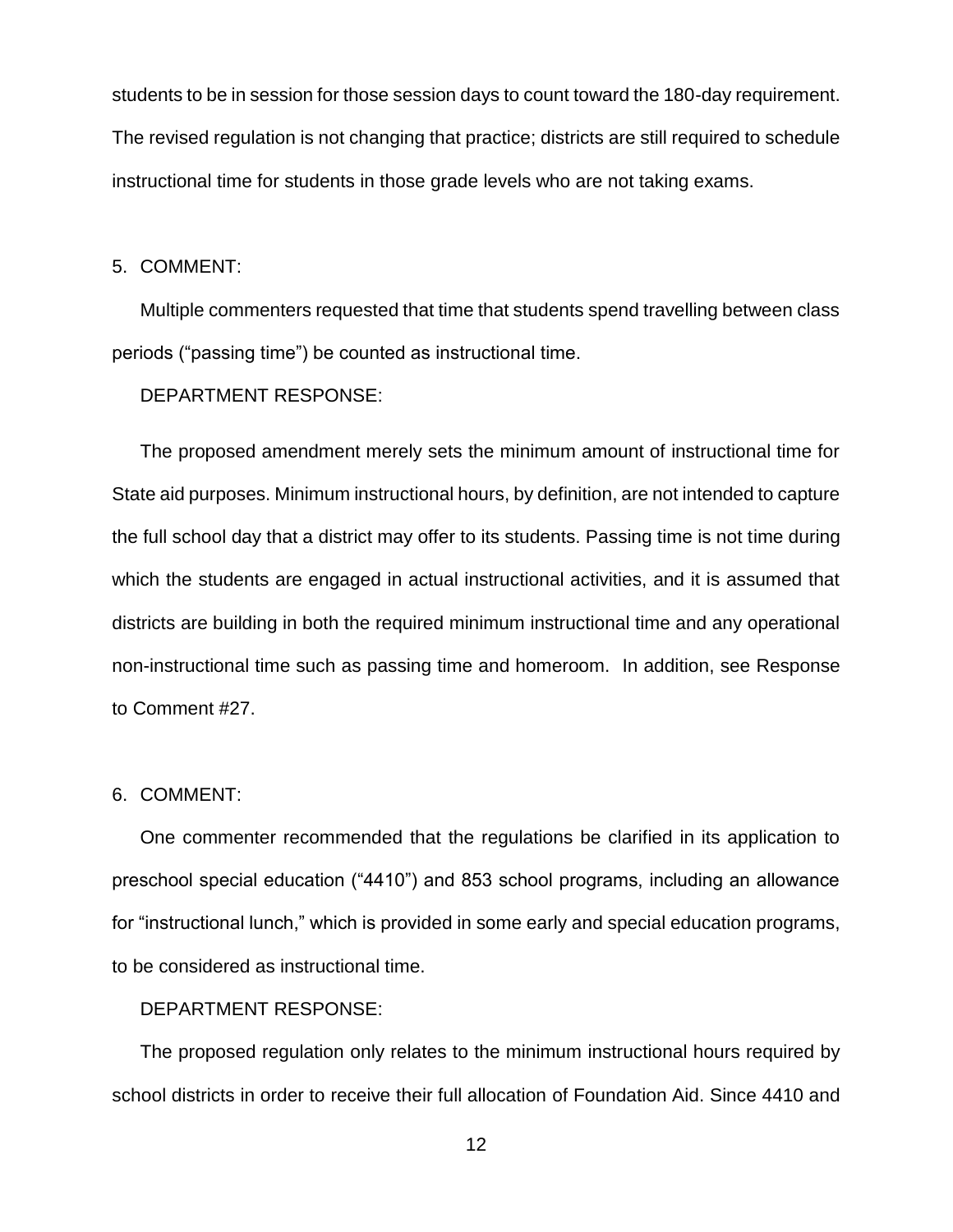students to be in session for those session days to count toward the 180-day requirement. The revised regulation is not changing that practice; districts are still required to schedule instructional time for students in those grade levels who are not taking exams.

5. COMMENT:

Multiple commenters requested that time that students spend travelling between class periods ("passing time") be counted as instructional time.

DEPARTMENT RESPONSE:

The proposed amendment merely sets the minimum amount of instructional time for State aid purposes. Minimum instructional hours, by definition, are not intended to capture the full school day that a district may offer to its students. Passing time is not time during which the students are engaged in actual instructional activities, and it is assumed that districts are building in both the required minimum instructional time and any operational non-instructional time such as passing time and homeroom. In addition, see Response to Comment #27.

6. COMMENT:

One commenter recommended that the regulations be clarified in its application to preschool special education ("4410") and 853 school programs, including an allowance for "instructional lunch," which is provided in some early and special education programs, to be considered as instructional time.

DEPARTMENT RESPONSE:

The proposed regulation only relates to the minimum instructional hours required by school districts in order to receive their full allocation of Foundation Aid. Since 4410 and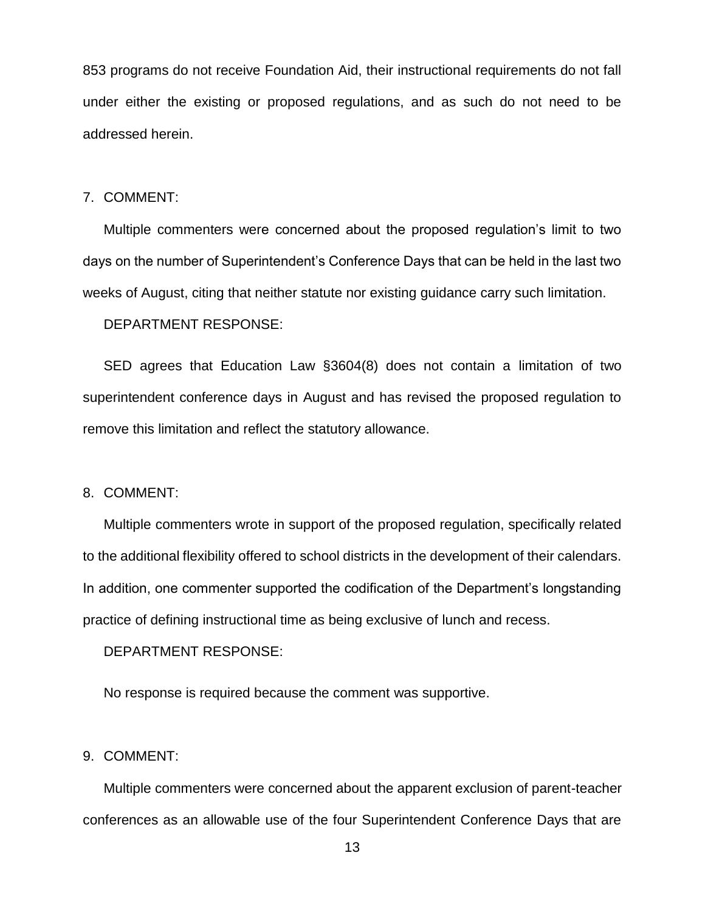853 programs do not receive Foundation Aid, their instructional requirements do not fall under either the existing or proposed regulations, and as such do not need to be addressed herein.

7. COMMENT:

Multiple commenters were concerned about the proposed regulation's limit to two days on the number of Superintendent's Conference Days that can be held in the last two weeks of August, citing that neither statute nor existing guidance carry such limitation.

DEPARTMENT RESPONSE:

SED agrees that Education Law §3604(8) does not contain a limitation of two superintendent conference days in August and has revised the proposed regulation to remove this limitation and reflect the statutory allowance.

8. COMMENT:

Multiple commenters wrote in support of the proposed regulation, specifically related to the additional flexibility offered to school districts in the development of their calendars. In addition, one commenter supported the codification of the Department's longstanding practice of defining instructional time as being exclusive of lunch and recess.

DEPARTMENT RESPONSE:

No response is required because the comment was supportive.

9. COMMENT:

Multiple commenters were concerned about the apparent exclusion of parent-teacher conferences as an allowable use of the four Superintendent Conference Days that are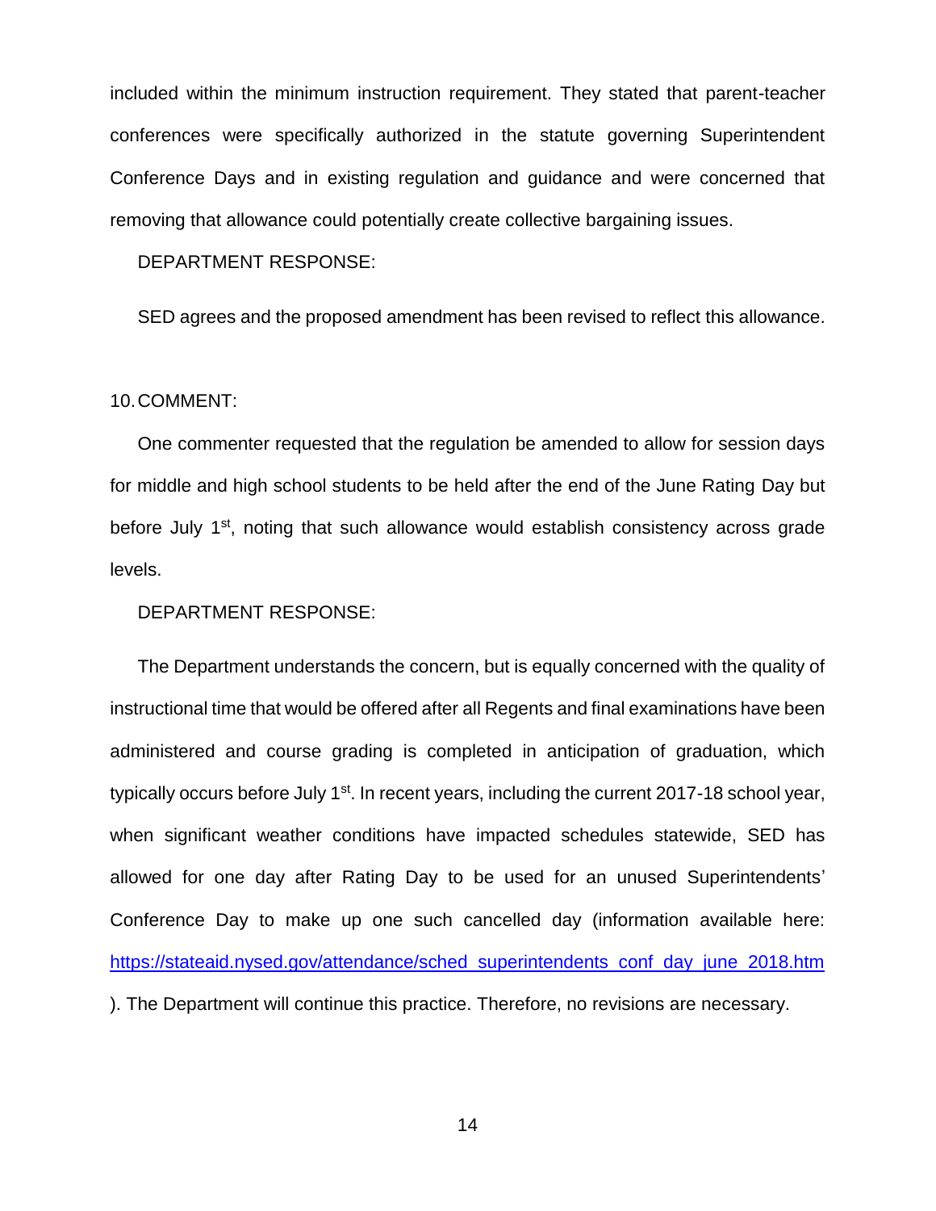included within the minimum instruction requirement. They stated that parent-teacher conferences were specifically authorized in the statute governing Superintendent Conference Days and in existing regulation and guidance and were concerned that removing that allowance could potentially create collective bargaining issues.

DEPARTMENT RESPONSE:

SED agrees and the proposed amendment has been revised to reflect this allowance.

10. COMMENT:

One commenter requested that the regulation be amended to allow for session days for middle and high school students to be held after the end of the June Rating Day but before July 1st, noting that such allowance would establish consistency across grade levels.

DEPARTMENT RESPONSE:

The Department understands the concern, but is equally concerned with the quality of instructional time that would be offered after all Regents and final examinations have been administered and course grading is completed in anticipation of graduation, which typically occurs before July 1st. In recent years, including the current 2017-18 school year, when significant weather conditions have impacted schedules statewide, SED has allowed for one day after Rating Day to be used for an unused Superintendents' Conference Day to make up one such cancelled day (information available here: https://stateaid.nysed.gov/attendance/sched_superintendents_conf_day_june_2018.htm ). The Department will continue this practice. Therefore, no revisions are necessary.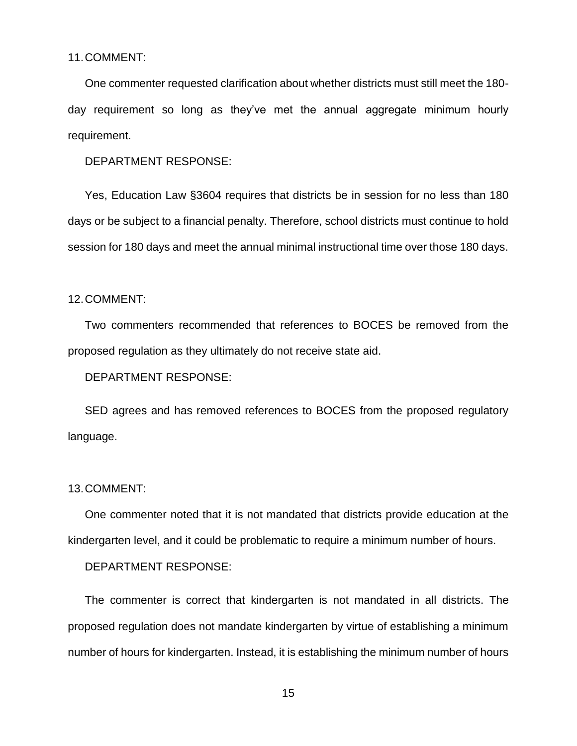11. COMMENT:

One commenter requested clarification about whether districts must still meet the 180-day requirement so long as they've met the annual aggregate minimum hourly requirement.

DEPARTMENT RESPONSE:

Yes, Education Law §3604 requires that districts be in session for no less than 180 days or be subject to a financial penalty. Therefore, school districts must continue to hold session for 180 days and meet the annual minimal instructional time over those 180 days.

12. COMMENT:

Two commenters recommended that references to BOCES be removed from the proposed regulation as they ultimately do not receive state aid.

DEPARTMENT RESPONSE:

SED agrees and has removed references to BOCES from the proposed regulatory language.

13. COMMENT:

One commenter noted that it is not mandated that districts provide education at the kindergarten level, and it could be problematic to require a minimum number of hours.

DEPARTMENT RESPONSE:

The commenter is correct that kindergarten is not mandated in all districts. The proposed regulation does not mandate kindergarten by virtue of establishing a minimum number of hours for kindergarten. Instead, it is establishing the minimum number of hours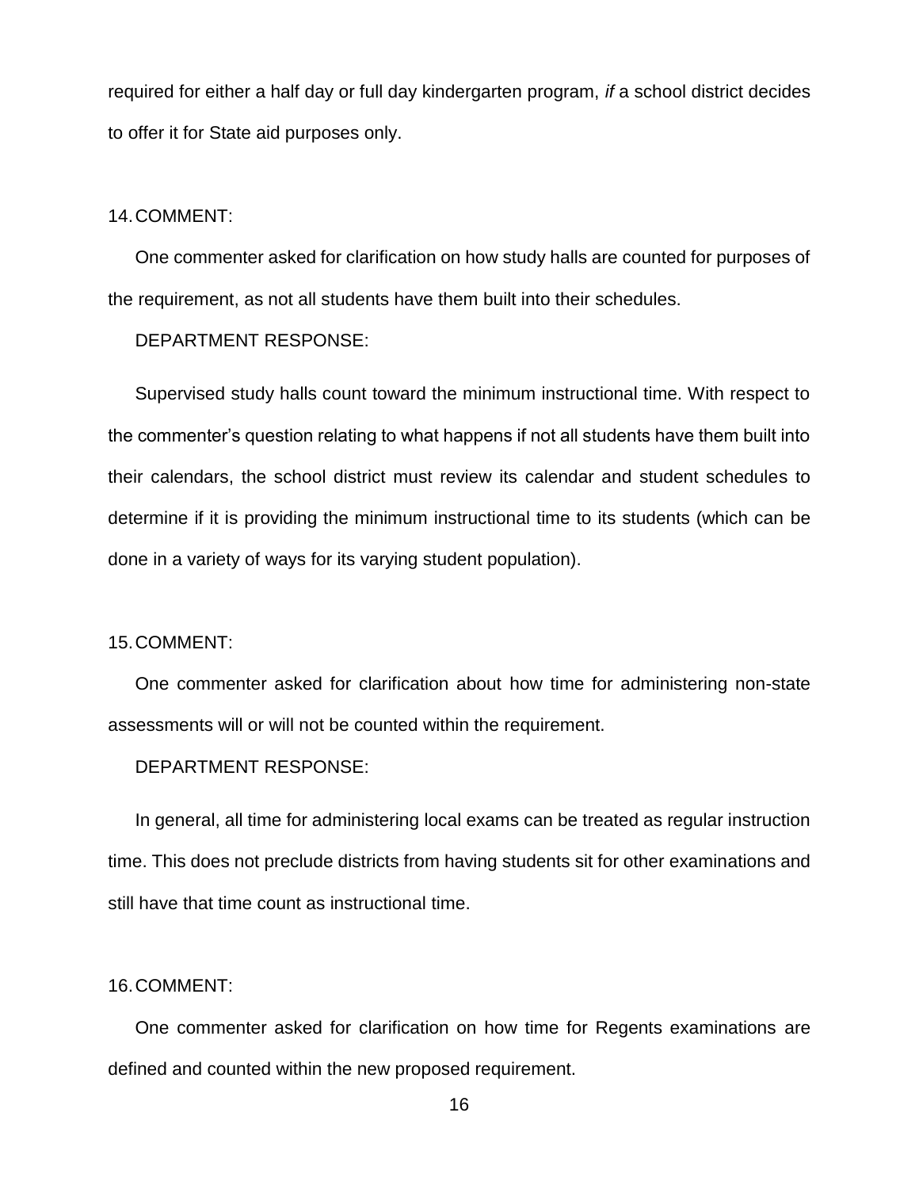required for either a half day or full day kindergarten program, *if* a school district decides to offer it for State aid purposes only.

14. COMMENT:

One commenter asked for clarification on how study halls are counted for purposes of the requirement, as not all students have them built into their schedules.

DEPARTMENT RESPONSE:

Supervised study halls count toward the minimum instructional time. With respect to the commenter's question relating to what happens if not all students have them built into their calendars, the school district must review its calendar and student schedules to determine if it is providing the minimum instructional time to its students (which can be done in a variety of ways for its varying student population).

15. COMMENT:

One commenter asked for clarification about how time for administering non-state assessments will or will not be counted within the requirement.

DEPARTMENT RESPONSE:

In general, all time for administering local exams can be treated as regular instruction time. This does not preclude districts from having students sit for other examinations and still have that time count as instructional time.

16. COMMENT:

One commenter asked for clarification on how time for Regents examinations are defined and counted within the new proposed requirement.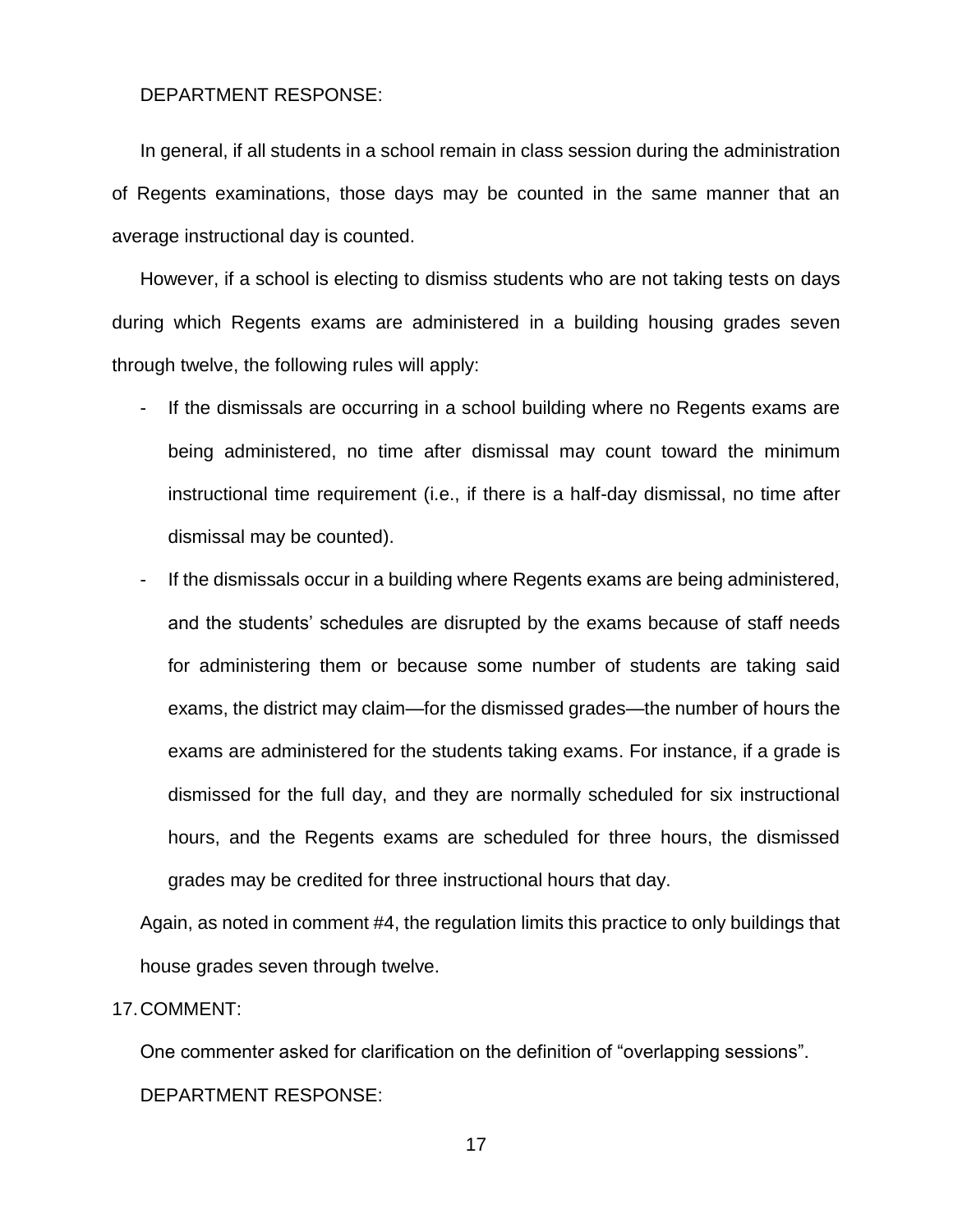DEPARTMENT RESPONSE:

In general, if all students in a school remain in class session during the administration of Regents examinations, those days may be counted in the same manner that an average instructional day is counted.

However, if a school is electing to dismiss students who are not taking tests on days during which Regents exams are administered in a building housing grades seven through twelve, the following rules will apply:

- If the dismissals are occurring in a school building where no Regents exams are being administered, no time after dismissal may count toward the minimum instructional time requirement (i.e., if there is a half-day dismissal, no time after dismissal may be counted).
- If the dismissals occur in a building where Regents exams are being administered, and the students' schedules are disrupted by the exams because of staff needs for administering them or because some number of students are taking said exams, the district may claim—for the dismissed grades—the number of hours the exams are administered for the students taking exams. For instance, if a grade is dismissed for the full day, and they are normally scheduled for six instructional hours, and the Regents exams are scheduled for three hours, the dismissed grades may be credited for three instructional hours that day.

Again, as noted in comment #4, the regulation limits this practice to only buildings that house grades seven through twelve.

17. COMMENT:

One commenter asked for clarification on the definition of "overlapping sessions".

DEPARTMENT RESPONSE: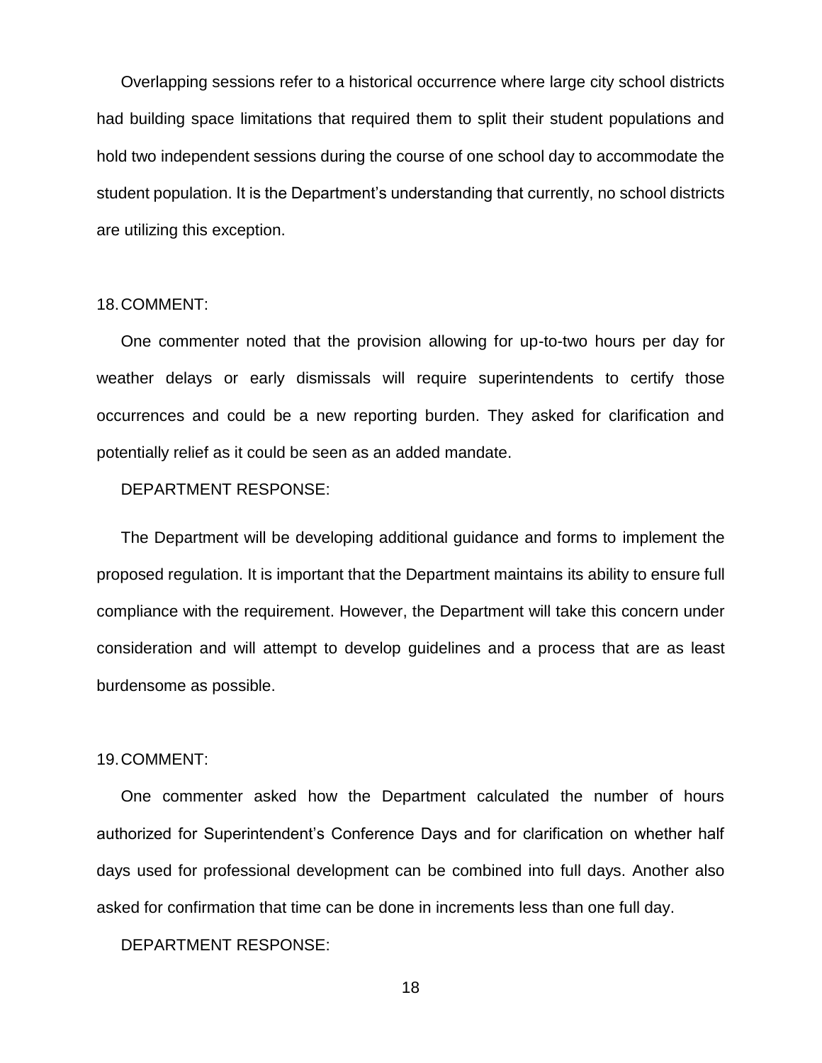Overlapping sessions refer to a historical occurrence where large city school districts had building space limitations that required them to split their student populations and hold two independent sessions during the course of one school day to accommodate the student population. It is the Department's understanding that currently, no school districts are utilizing this exception.

18. COMMENT:

One commenter noted that the provision allowing for up-to-two hours per day for weather delays or early dismissals will require superintendents to certify those occurrences and could be a new reporting burden. They asked for clarification and potentially relief as it could be seen as an added mandate.

DEPARTMENT RESPONSE:

The Department will be developing additional guidance and forms to implement the proposed regulation. It is important that the Department maintains its ability to ensure full compliance with the requirement. However, the Department will take this concern under consideration and will attempt to develop guidelines and a process that are as least burdensome as possible.

19. COMMENT:

One commenter asked how the Department calculated the number of hours authorized for Superintendent's Conference Days and for clarification on whether half days used for professional development can be combined into full days. Another also asked for confirmation that time can be done in increments less than one full day.

DEPARTMENT RESPONSE: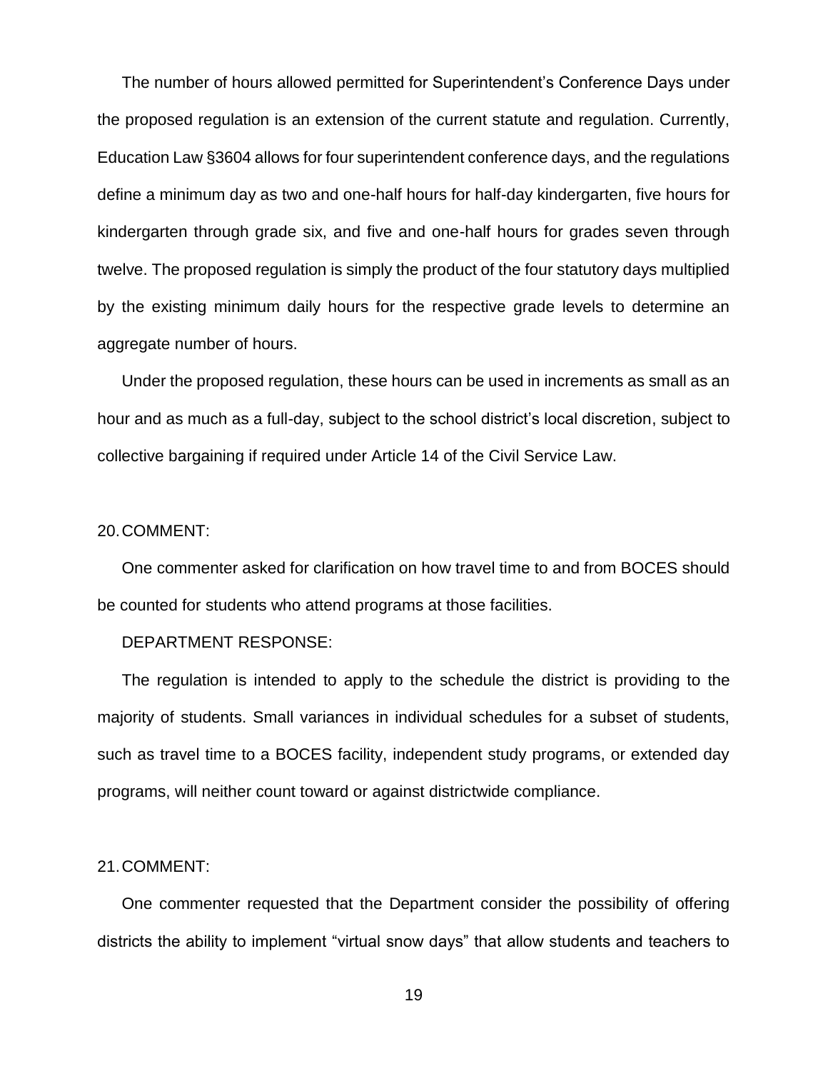The number of hours allowed permitted for Superintendent's Conference Days under the proposed regulation is an extension of the current statute and regulation. Currently, Education Law §3604 allows for four superintendent conference days, and the regulations define a minimum day as two and one-half hours for half-day kindergarten, five hours for kindergarten through grade six, and five and one-half hours for grades seven through twelve. The proposed regulation is simply the product of the four statutory days multiplied by the existing minimum daily hours for the respective grade levels to determine an aggregate number of hours.

Under the proposed regulation, these hours can be used in increments as small as an hour and as much as a full-day, subject to the school district's local discretion, subject to collective bargaining if required under Article 14 of the Civil Service Law.

20. COMMENT:

One commenter asked for clarification on how travel time to and from BOCES should be counted for students who attend programs at those facilities.

DEPARTMENT RESPONSE:

The regulation is intended to apply to the schedule the district is providing to the majority of students. Small variances in individual schedules for a subset of students, such as travel time to a BOCES facility, independent study programs, or extended day programs, will neither count toward or against districtwide compliance.

21. COMMENT:

One commenter requested that the Department consider the possibility of offering districts the ability to implement "virtual snow days" that allow students and teachers to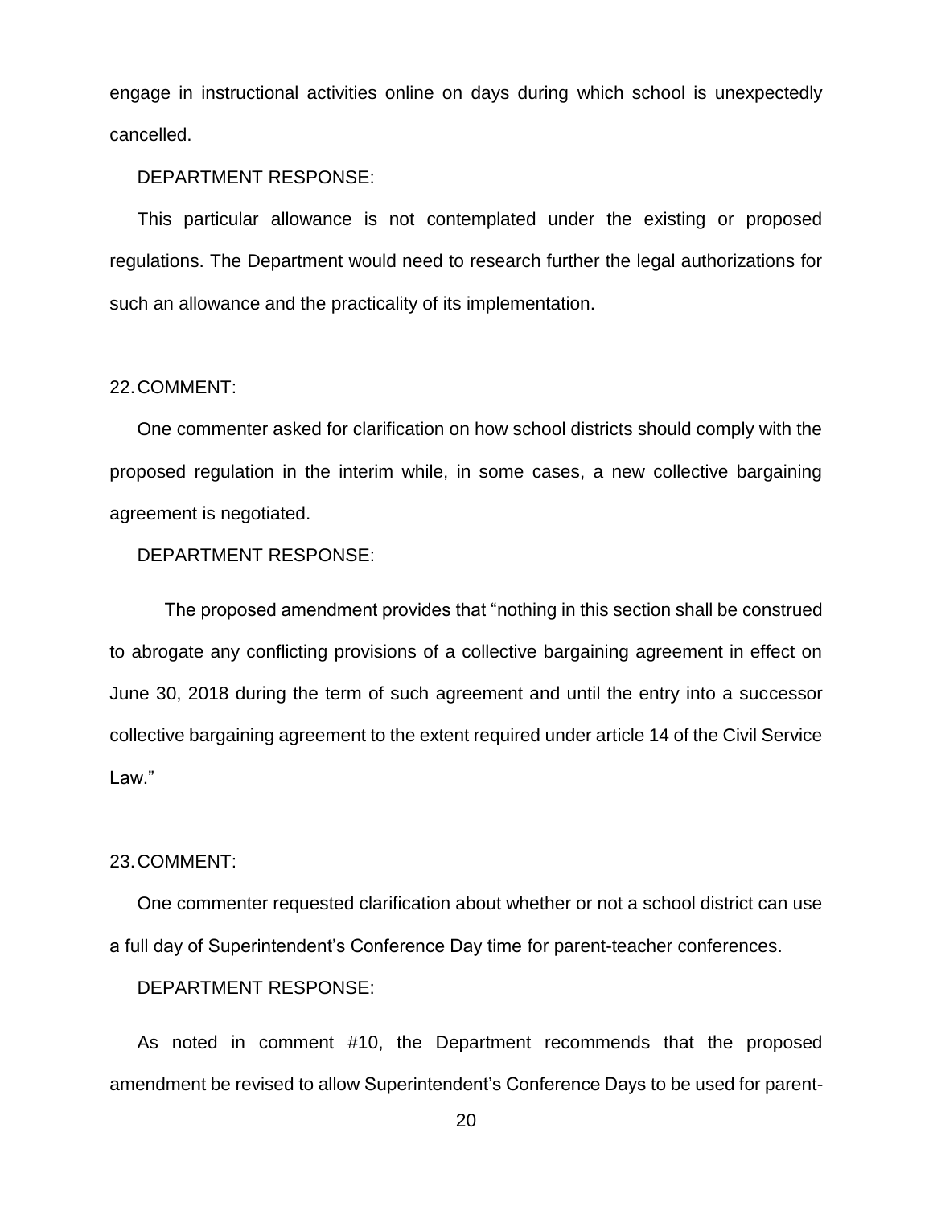engage in instructional activities online on days during which school is unexpectedly cancelled.

DEPARTMENT RESPONSE:

This particular allowance is not contemplated under the existing or proposed regulations. The Department would need to research further the legal authorizations for such an allowance and the practicality of its implementation.

22. COMMENT:

One commenter asked for clarification on how school districts should comply with the proposed regulation in the interim while, in some cases, a new collective bargaining agreement is negotiated.

DEPARTMENT RESPONSE:

The proposed amendment provides that "nothing in this section shall be construed to abrogate any conflicting provisions of a collective bargaining agreement in effect on June 30, 2018 during the term of such agreement and until the entry into a successor collective bargaining agreement to the extent required under article 14 of the Civil Service Law."

23. COMMENT:

One commenter requested clarification about whether or not a school district can use a full day of Superintendent's Conference Day time for parent-teacher conferences.

DEPARTMENT RESPONSE:

As noted in comment #10, the Department recommends that the proposed amendment be revised to allow Superintendent's Conference Days to be used for parent-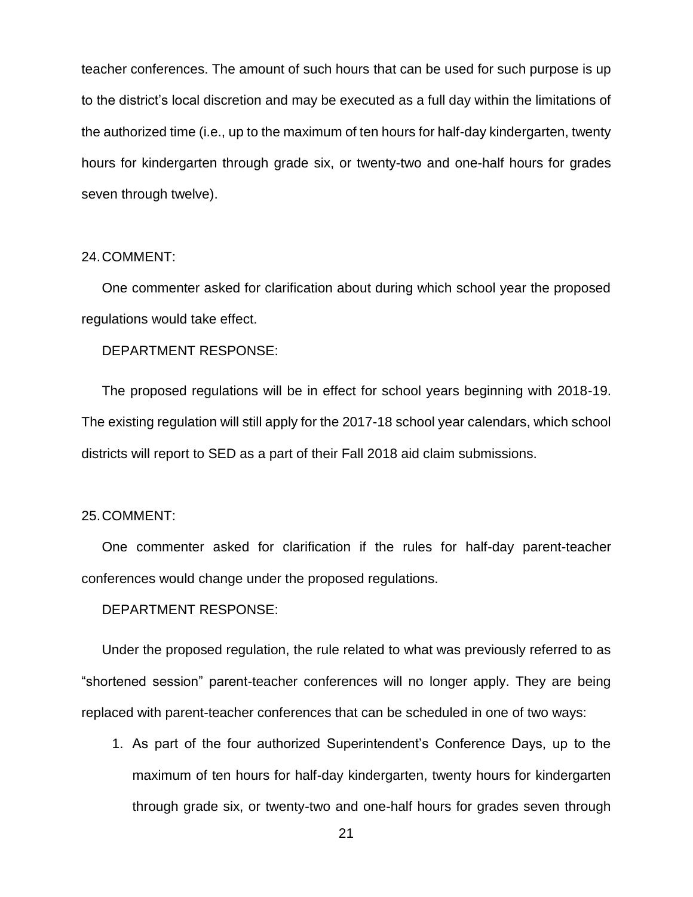teacher conferences. The amount of such hours that can be used for such purpose is up to the district's local discretion and may be executed as a full day within the limitations of the authorized time (i.e., up to the maximum of ten hours for half-day kindergarten, twenty hours for kindergarten through grade six, or twenty-two and one-half hours for grades seven through twelve).

24. COMMENT:

One commenter asked for clarification about during which school year the proposed regulations would take effect.

DEPARTMENT RESPONSE:

The proposed regulations will be in effect for school years beginning with 2018-19. The existing regulation will still apply for the 2017-18 school year calendars, which school districts will report to SED as a part of their Fall 2018 aid claim submissions.

25. COMMENT:

One commenter asked for clarification if the rules for half-day parent-teacher conferences would change under the proposed regulations.

DEPARTMENT RESPONSE:

Under the proposed regulation, the rule related to what was previously referred to as "shortened session" parent-teacher conferences will no longer apply. They are being replaced with parent-teacher conferences that can be scheduled in one of two ways:

1. As part of the four authorized Superintendent's Conference Days, up to the maximum of ten hours for half-day kindergarten, twenty hours for kindergarten through grade six, or twenty-two and one-half hours for grades seven through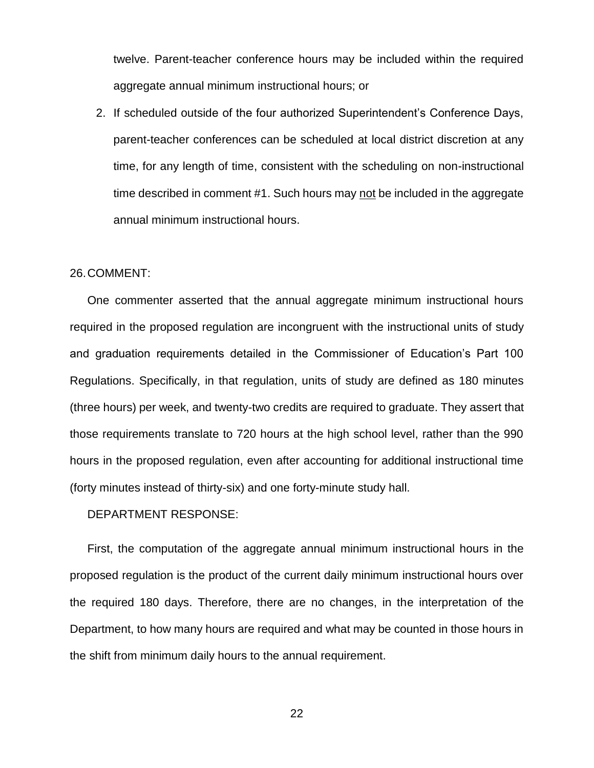twelve. Parent-teacher conference hours may be included within the required aggregate annual minimum instructional hours; or

2. If scheduled outside of the four authorized Superintendent's Conference Days, parent-teacher conferences can be scheduled at local district discretion at any time, for any length of time, consistent with the scheduling on non-instructional time described in comment #1. Such hours may <u>not</u> be included in the aggregate annual minimum instructional hours.

26. COMMENT:

One commenter asserted that the annual aggregate minimum instructional hours required in the proposed regulation are incongruent with the instructional units of study and graduation requirements detailed in the Commissioner of Education's Part 100 Regulations. Specifically, in that regulation, units of study are defined as 180 minutes (three hours) per week, and twenty-two credits are required to graduate. They assert that those requirements translate to 720 hours at the high school level, rather than the 990 hours in the proposed regulation, even after accounting for additional instructional time (forty minutes instead of thirty-six) and one forty-minute study hall.

DEPARTMENT RESPONSE:

First, the computation of the aggregate annual minimum instructional hours in the proposed regulation is the product of the current daily minimum instructional hours over the required 180 days. Therefore, there are no changes, in the interpretation of the Department, to how many hours are required and what may be counted in those hours in the shift from minimum daily hours to the annual requirement.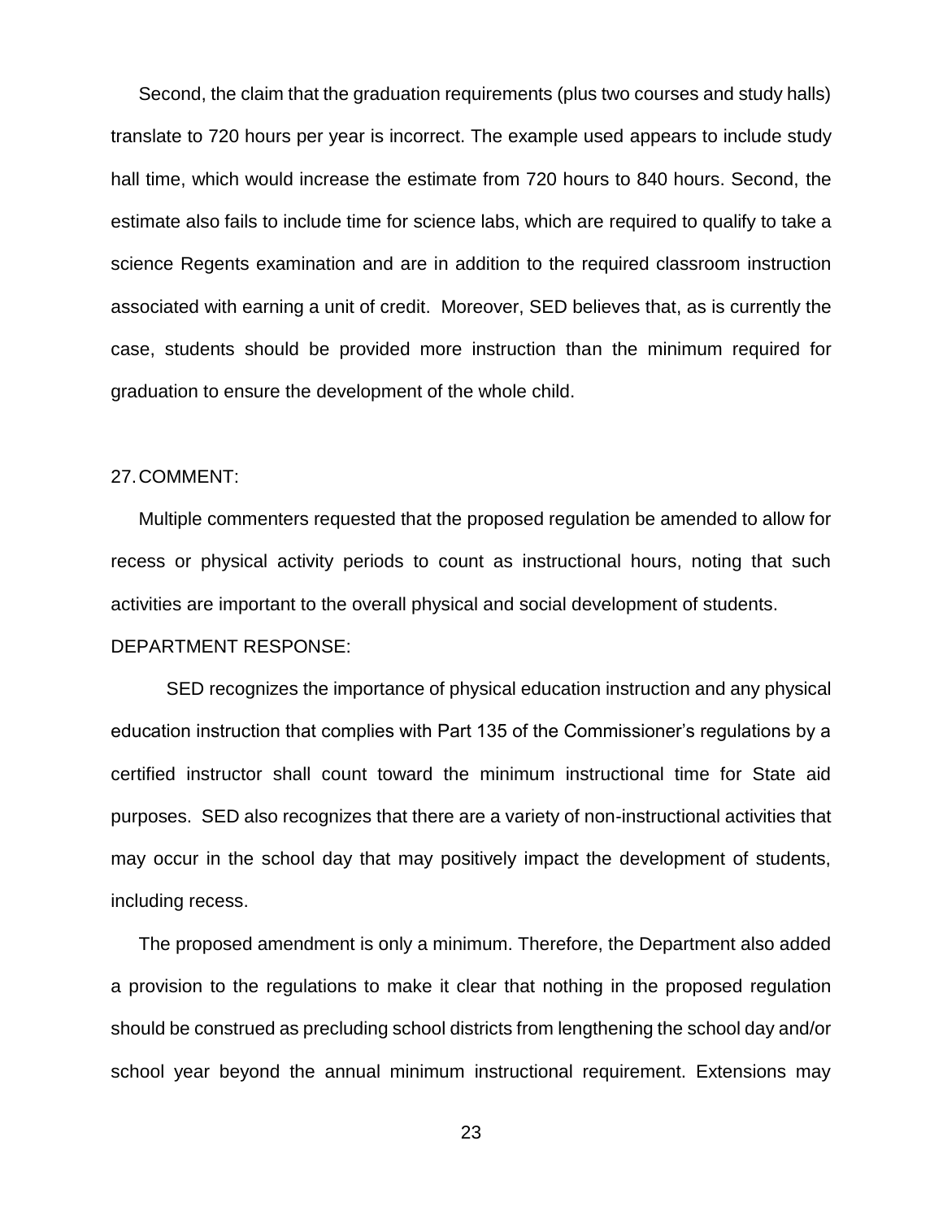Second, the claim that the graduation requirements (plus two courses and study halls) translate to 720 hours per year is incorrect. The example used appears to include study hall time, which would increase the estimate from 720 hours to 840 hours. Second, the estimate also fails to include time for science labs, which are required to qualify to take a science Regents examination and are in addition to the required classroom instruction associated with earning a unit of credit. Moreover, SED believes that, as is currently the case, students should be provided more instruction than the minimum required for graduation to ensure the development of the whole child.

27. COMMENT:

Multiple commenters requested that the proposed regulation be amended to allow for recess or physical activity periods to count as instructional hours, noting that such activities are important to the overall physical and social development of students.

DEPARTMENT RESPONSE:

SED recognizes the importance of physical education instruction and any physical education instruction that complies with Part 135 of the Commissioner's regulations by a certified instructor shall count toward the minimum instructional time for State aid purposes. SED also recognizes that there are a variety of non-instructional activities that may occur in the school day that may positively impact the development of students, including recess.

The proposed amendment is only a minimum. Therefore, the Department also added a provision to the regulations to make it clear that nothing in the proposed regulation should be construed as precluding school districts from lengthening the school day and/or school year beyond the annual minimum instructional requirement. Extensions may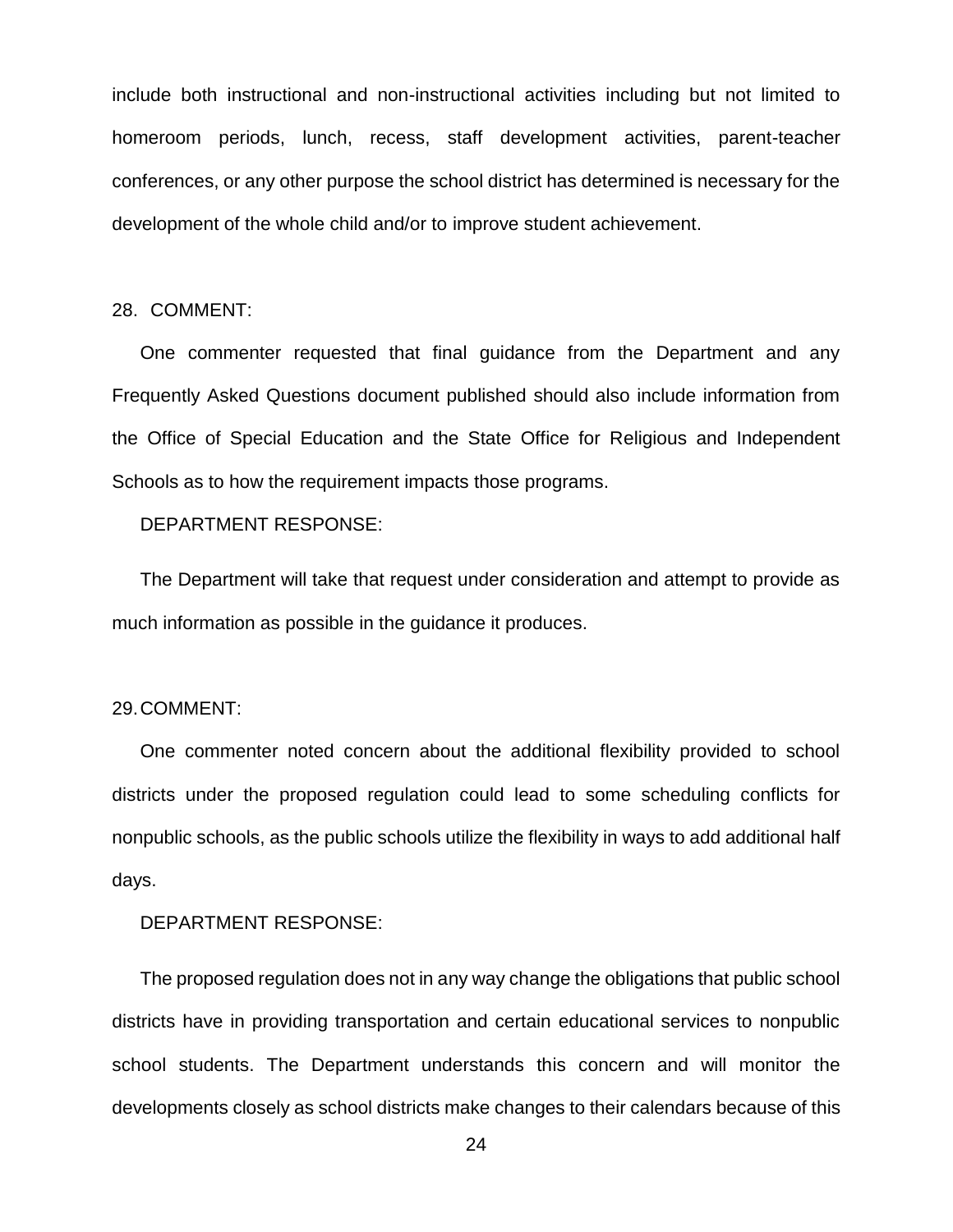include both instructional and non-instructional activities including but not limited to homeroom periods, lunch, recess, staff development activities, parent-teacher conferences, or any other purpose the school district has determined is necessary for the development of the whole child and/or to improve student achievement.

28. COMMENT:

One commenter requested that final guidance from the Department and any Frequently Asked Questions document published should also include information from the Office of Special Education and the State Office for Religious and Independent Schools as to how the requirement impacts those programs.

DEPARTMENT RESPONSE:

The Department will take that request under consideration and attempt to provide as much information as possible in the guidance it produces.

29. COMMENT:

One commenter noted concern about the additional flexibility provided to school districts under the proposed regulation could lead to some scheduling conflicts for nonpublic schools, as the public schools utilize the flexibility in ways to add additional half days.

DEPARTMENT RESPONSE:

The proposed regulation does not in any way change the obligations that public school districts have in providing transportation and certain educational services to nonpublic school students. The Department understands this concern and will monitor the developments closely as school districts make changes to their calendars because of this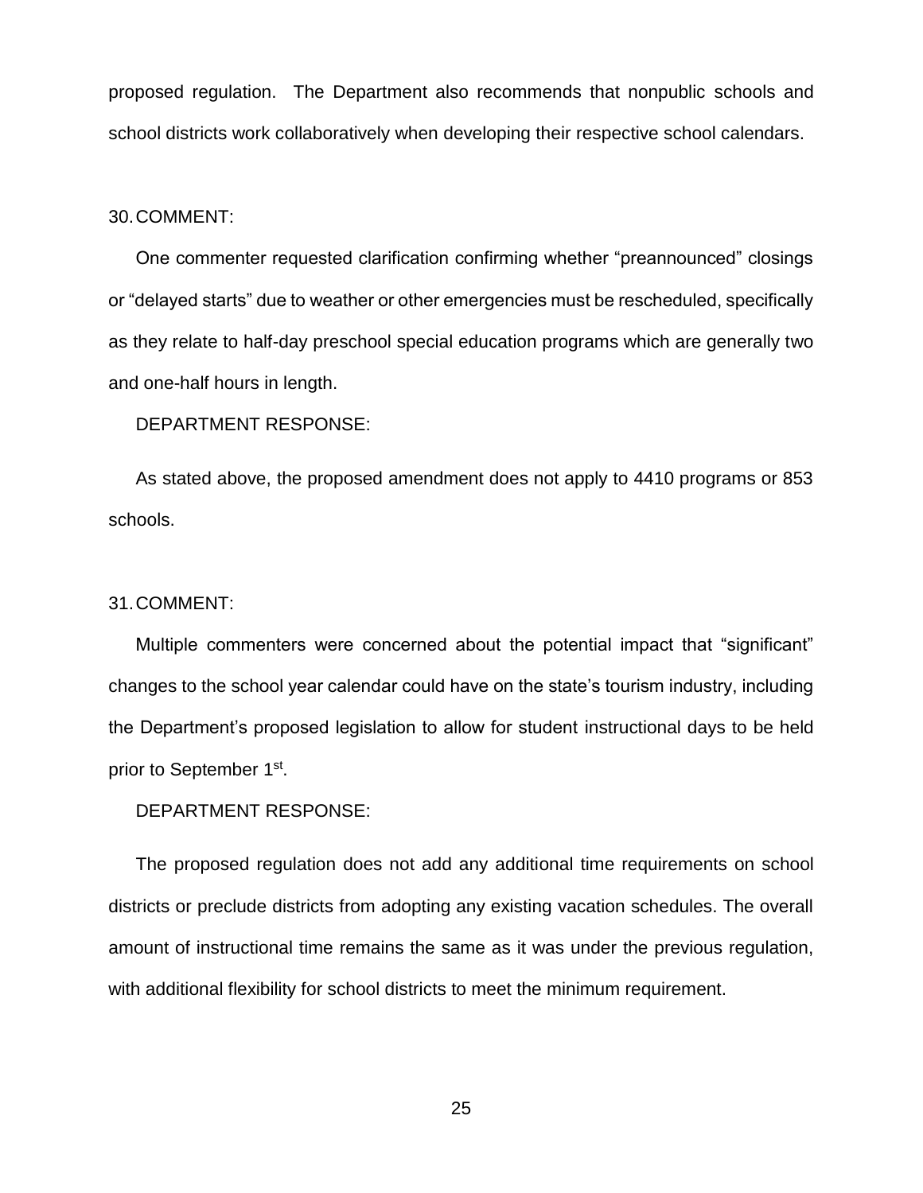proposed regulation. The Department also recommends that nonpublic schools and school districts work collaboratively when developing their respective school calendars.

30. COMMENT:

One commenter requested clarification confirming whether "preannounced" closings or "delayed starts" due to weather or other emergencies must be rescheduled, specifically as they relate to half-day preschool special education programs which are generally two and one-half hours in length.

DEPARTMENT RESPONSE:

As stated above, the proposed amendment does not apply to 4410 programs or 853 schools.

31. COMMENT:

Multiple commenters were concerned about the potential impact that "significant" changes to the school year calendar could have on the state's tourism industry, including the Department's proposed legislation to allow for student instructional days to be held prior to September 1st.

DEPARTMENT RESPONSE:

The proposed regulation does not add any additional time requirements on school districts or preclude districts from adopting any existing vacation schedules. The overall amount of instructional time remains the same as it was under the previous regulation, with additional flexibility for school districts to meet the minimum requirement.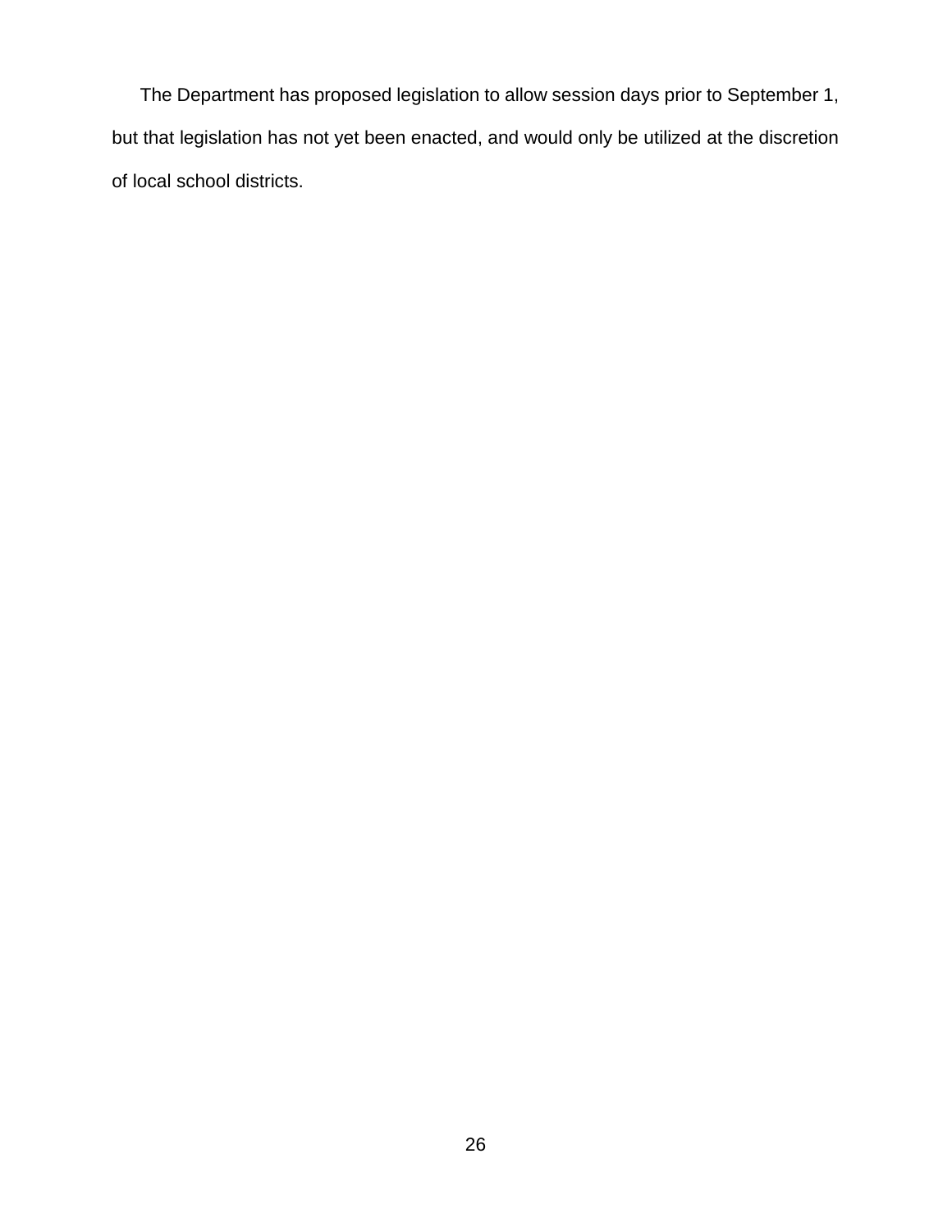The Department has proposed legislation to allow session days prior to September 1, but that legislation has not yet been enacted, and would only be utilized at the discretion of local school districts.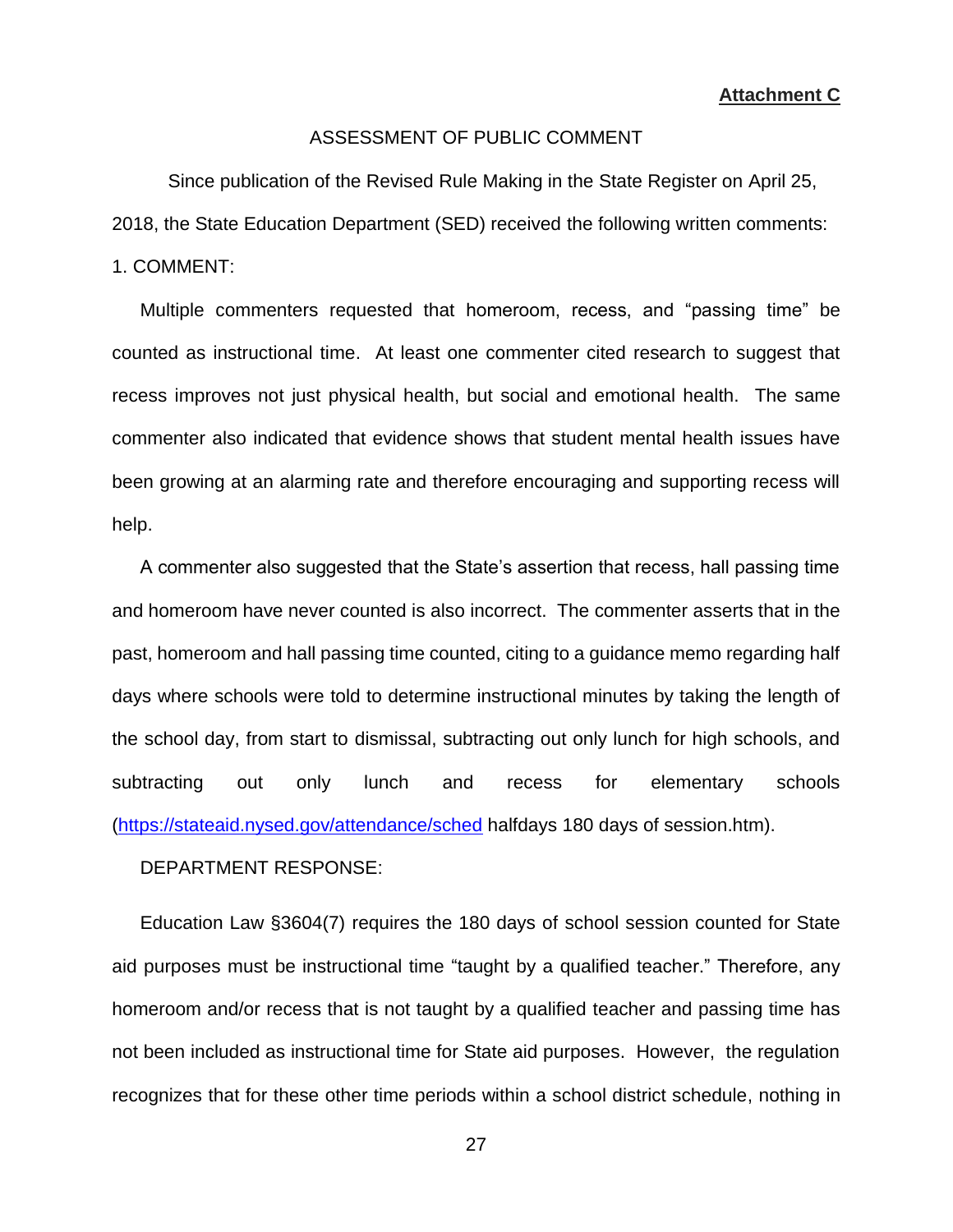**Attachment C**

ASSESSMENT OF PUBLIC COMMENT

Since publication of the Revised Rule Making in the State Register on April 25, 2018, the State Education Department (SED) received the following written comments:

1. COMMENT:

Multiple commenters requested that homeroom, recess, and "passing time" be counted as instructional time. At least one commenter cited research to suggest that recess improves not just physical health, but social and emotional health. The same commenter also indicated that evidence shows that student mental health issues have been growing at an alarming rate and therefore encouraging and supporting recess will help.

A commenter also suggested that the State's assertion that recess, hall passing time and homeroom have never counted is also incorrect. The commenter asserts that in the past, homeroom and hall passing time counted, citing to a guidance memo regarding half days where schools were told to determine instructional minutes by taking the length of the school day, from start to dismissal, subtracting out only lunch for high schools, and subtracting out only lunch and recess for elementary schools (https://stateaid.nysed.gov/attendance/sched halfdays 180 days of session.htm).

DEPARTMENT RESPONSE:

Education Law §3604(7) requires the 180 days of school session counted for State aid purposes must be instructional time "taught by a qualified teacher." Therefore, any homeroom and/or recess that is not taught by a qualified teacher and passing time has not been included as instructional time for State aid purposes. However, the regulation recognizes that for these other time periods within a school district schedule, nothing in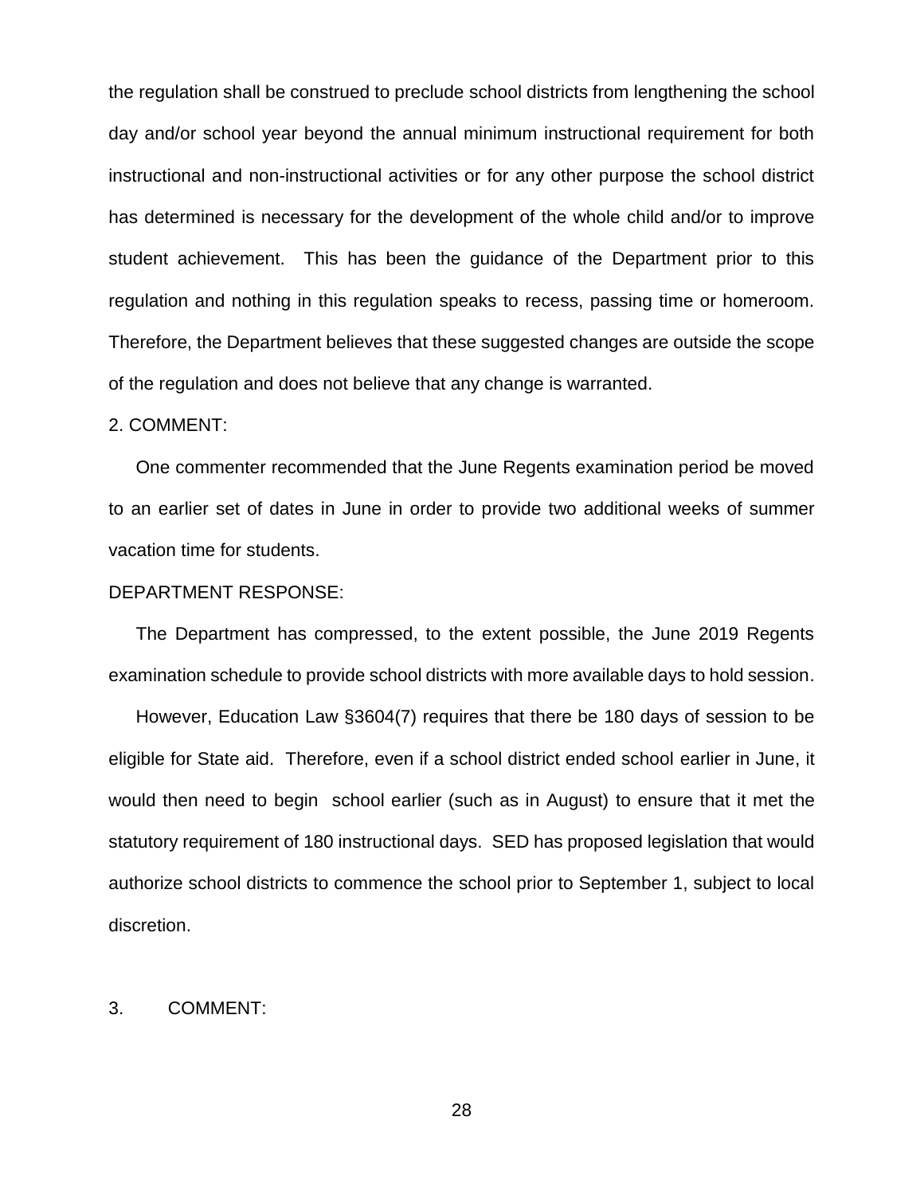the regulation shall be construed to preclude school districts from lengthening the school day and/or school year beyond the annual minimum instructional requirement for both instructional and non-instructional activities or for any other purpose the school district has determined is necessary for the development of the whole child and/or to improve student achievement. This has been the guidance of the Department prior to this regulation and nothing in this regulation speaks to recess, passing time or homeroom. Therefore, the Department believes that these suggested changes are outside the scope of the regulation and does not believe that any change is warranted.

2. COMMENT:

One commenter recommended that the June Regents examination period be moved to an earlier set of dates in June in order to provide two additional weeks of summer vacation time for students.

DEPARTMENT RESPONSE:

The Department has compressed, to the extent possible, the June 2019 Regents examination schedule to provide school districts with more available days to hold session.

However, Education Law §3604(7) requires that there be 180 days of session to be eligible for State aid. Therefore, even if a school district ended school earlier in June, it would then need to begin school earlier (such as in August) to ensure that it met the statutory requirement of 180 instructional days. SED has proposed legislation that would authorize school districts to commence the school prior to September 1, subject to local discretion.

3. COMMENT: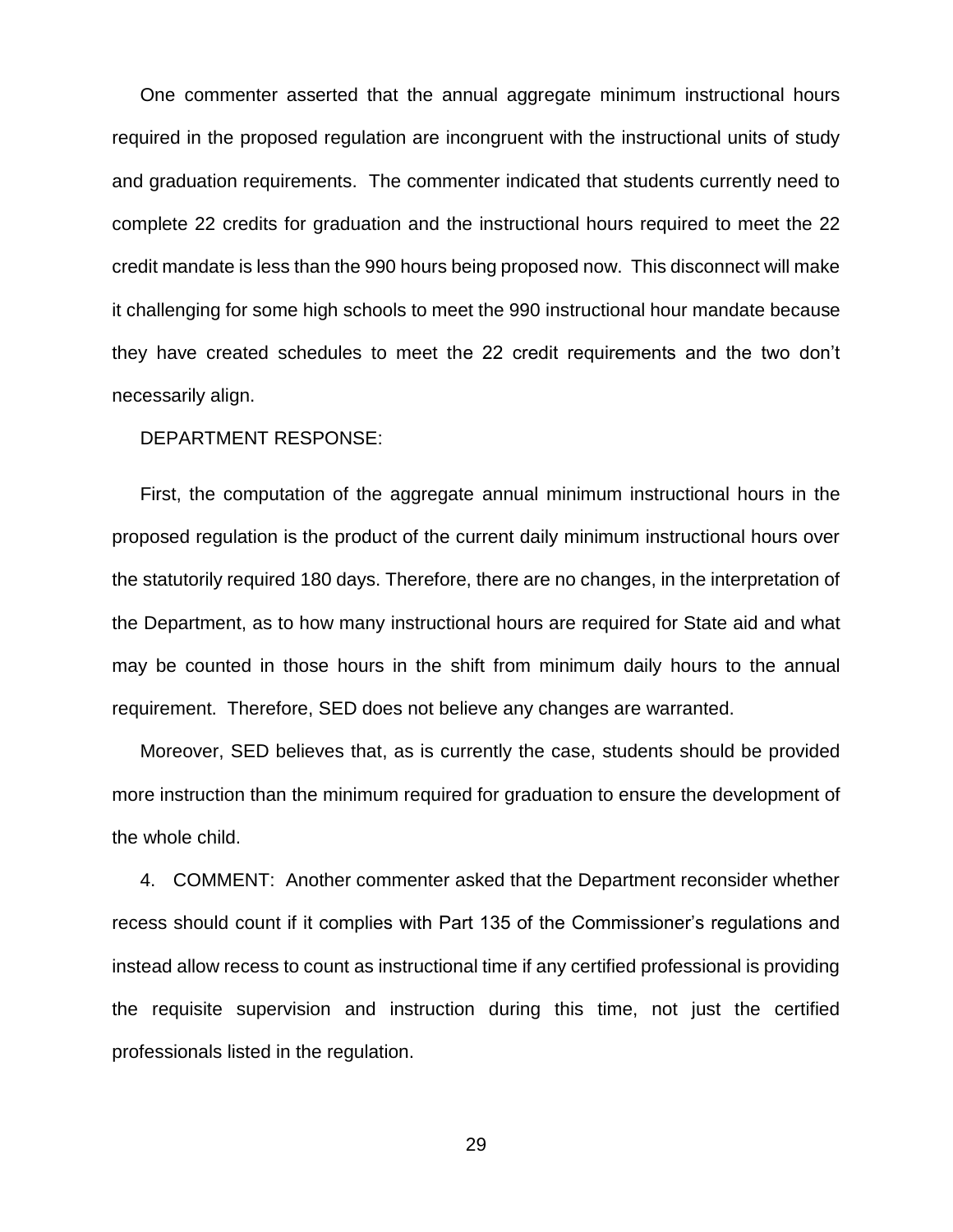One commenter asserted that the annual aggregate minimum instructional hours required in the proposed regulation are incongruent with the instructional units of study and graduation requirements. The commenter indicated that students currently need to complete 22 credits for graduation and the instructional hours required to meet the 22 credit mandate is less than the 990 hours being proposed now. This disconnect will make it challenging for some high schools to meet the 990 instructional hour mandate because they have created schedules to meet the 22 credit requirements and the two don't necessarily align.

DEPARTMENT RESPONSE:

First, the computation of the aggregate annual minimum instructional hours in the proposed regulation is the product of the current daily minimum instructional hours over the statutorily required 180 days. Therefore, there are no changes, in the interpretation of the Department, as to how many instructional hours are required for State aid and what may be counted in those hours in the shift from minimum daily hours to the annual requirement. Therefore, SED does not believe any changes are warranted.

Moreover, SED believes that, as is currently the case, students should be provided more instruction than the minimum required for graduation to ensure the development of the whole child.

4. COMMENT: Another commenter asked that the Department reconsider whether recess should count if it complies with Part 135 of the Commissioner's regulations and instead allow recess to count as instructional time if any certified professional is providing the requisite supervision and instruction during this time, not just the certified professionals listed in the regulation.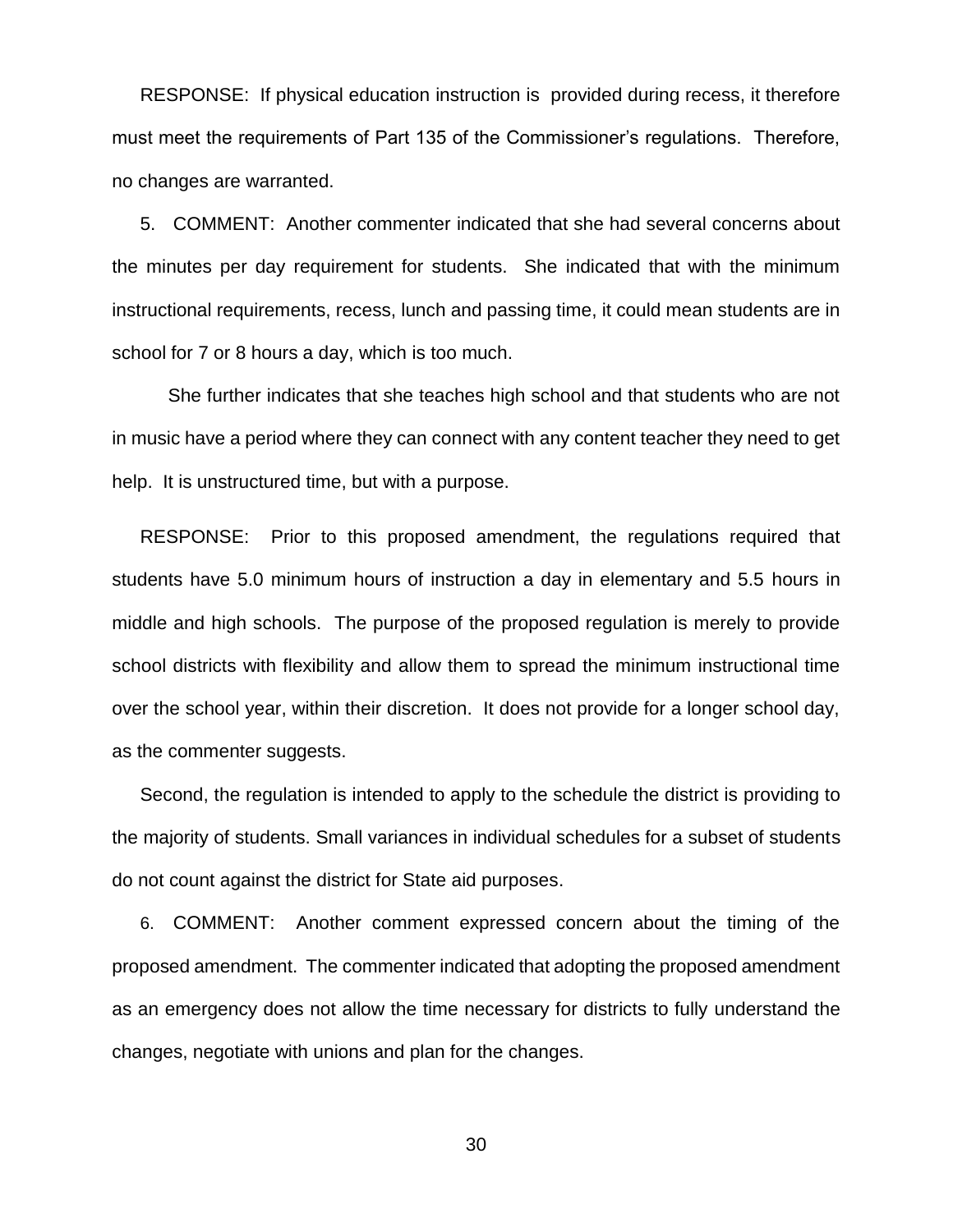RESPONSE: If physical education instruction is provided during recess, it therefore must meet the requirements of Part 135 of the Commissioner's regulations. Therefore, no changes are warranted.

5. COMMENT: Another commenter indicated that she had several concerns about the minutes per day requirement for students. She indicated that with the minimum instructional requirements, recess, lunch and passing time, it could mean students are in school for 7 or 8 hours a day, which is too much.

She further indicates that she teaches high school and that students who are not in music have a period where they can connect with any content teacher they need to get help. It is unstructured time, but with a purpose.

RESPONSE: Prior to this proposed amendment, the regulations required that students have 5.0 minimum hours of instruction a day in elementary and 5.5 hours in middle and high schools. The purpose of the proposed regulation is merely to provide school districts with flexibility and allow them to spread the minimum instructional time over the school year, within their discretion. It does not provide for a longer school day, as the commenter suggests.

Second, the regulation is intended to apply to the schedule the district is providing to the majority of students. Small variances in individual schedules for a subset of students do not count against the district for State aid purposes.

6. COMMENT: Another comment expressed concern about the timing of the proposed amendment. The commenter indicated that adopting the proposed amendment as an emergency does not allow the time necessary for districts to fully understand the changes, negotiate with unions and plan for the changes.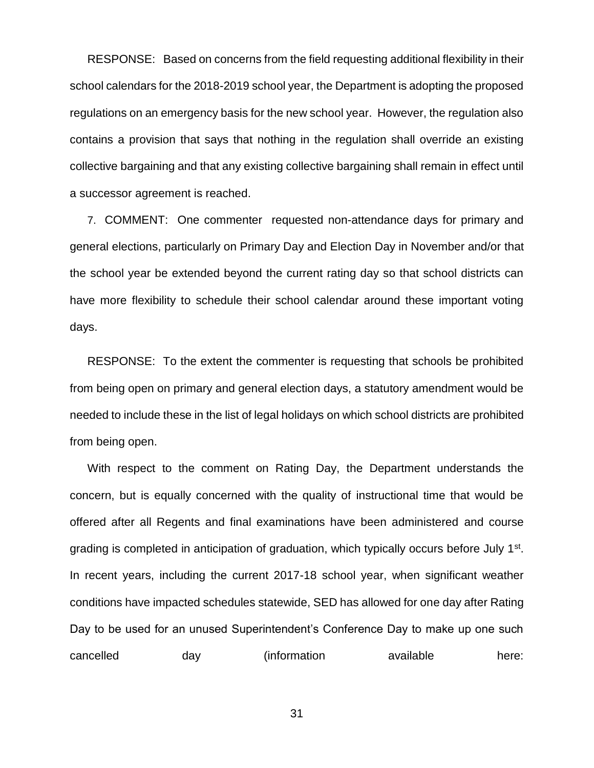RESPONSE: Based on concerns from the field requesting additional flexibility in their school calendars for the 2018-2019 school year, the Department is adopting the proposed regulations on an emergency basis for the new school year. However, the regulation also contains a provision that says that nothing in the regulation shall override an existing collective bargaining and that any existing collective bargaining shall remain in effect until a successor agreement is reached.

7. COMMENT: One commenter requested non-attendance days for primary and general elections, particularly on Primary Day and Election Day in November and/or that the school year be extended beyond the current rating day so that school districts can have more flexibility to schedule their school calendar around these important voting days.

RESPONSE: To the extent the commenter is requesting that schools be prohibited from being open on primary and general election days, a statutory amendment would be needed to include these in the list of legal holidays on which school districts are prohibited from being open.

With respect to the comment on Rating Day, the Department understands the concern, but is equally concerned with the quality of instructional time that would be offered after all Regents and final examinations have been administered and course grading is completed in anticipation of graduation, which typically occurs before July 1st. In recent years, including the current 2017-18 school year, when significant weather conditions have impacted schedules statewide, SED has allowed for one day after Rating Day to be used for an unused Superintendent's Conference Day to make up one such cancelled day (information available here: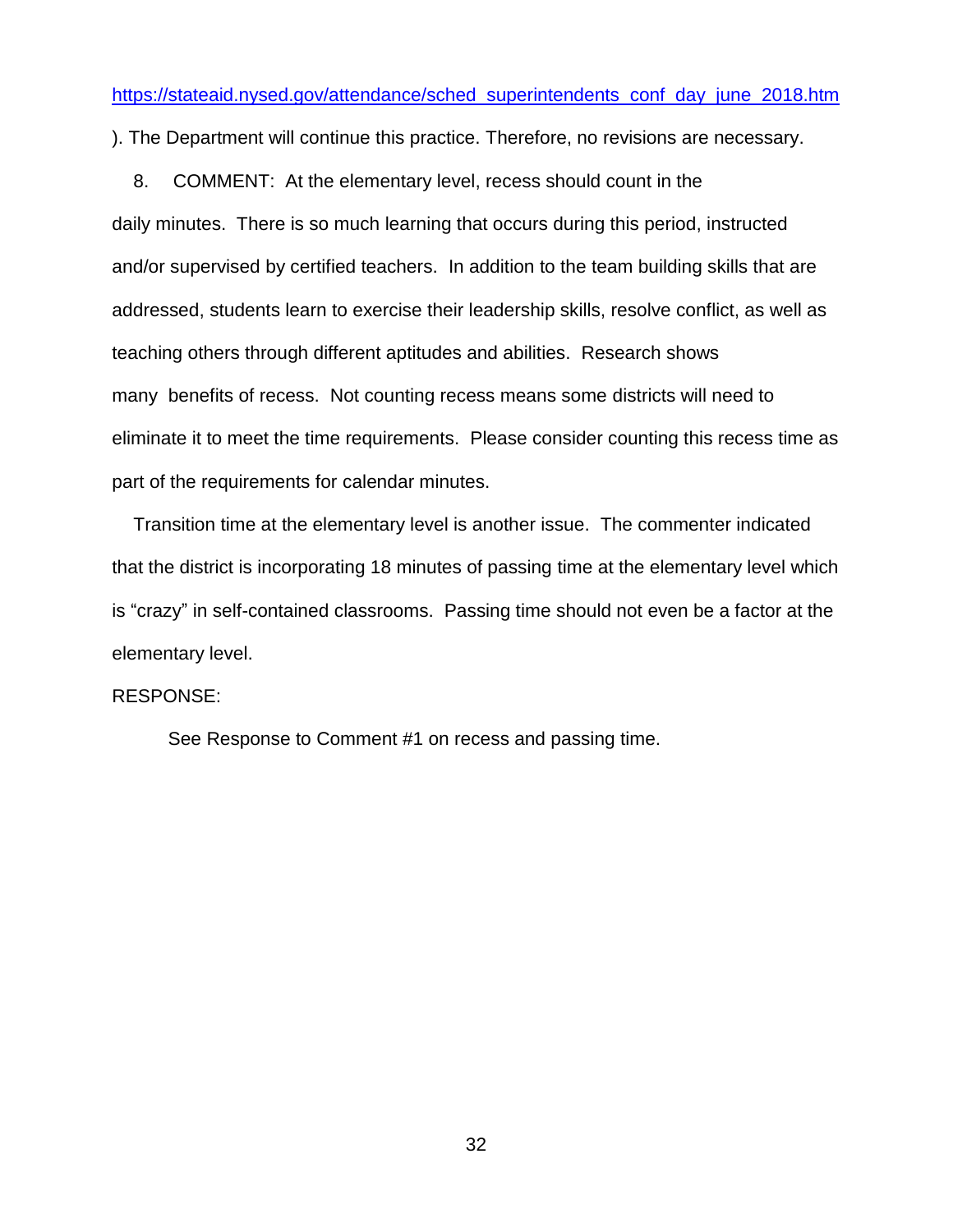https://stateaid.nysed.gov/attendance/sched_superintendents_conf_day_june_2018.htm

). The Department will continue this practice. Therefore, no revisions are necessary.

8. COMMENT: At the elementary level, recess should count in the daily minutes. There is so much learning that occurs during this period, instructed and/or supervised by certified teachers. In addition to the team building skills that are addressed, students learn to exercise their leadership skills, resolve conflict, as well as teaching others through different aptitudes and abilities. Research shows many benefits of recess. Not counting recess means some districts will need to eliminate it to meet the time requirements. Please consider counting this recess time as part of the requirements for calendar minutes.

Transition time at the elementary level is another issue. The commenter indicated that the district is incorporating 18 minutes of passing time at the elementary level which is "crazy" in self-contained classrooms. Passing time should not even be a factor at the elementary level.

RESPONSE:

See Response to Comment #1 on recess and passing time.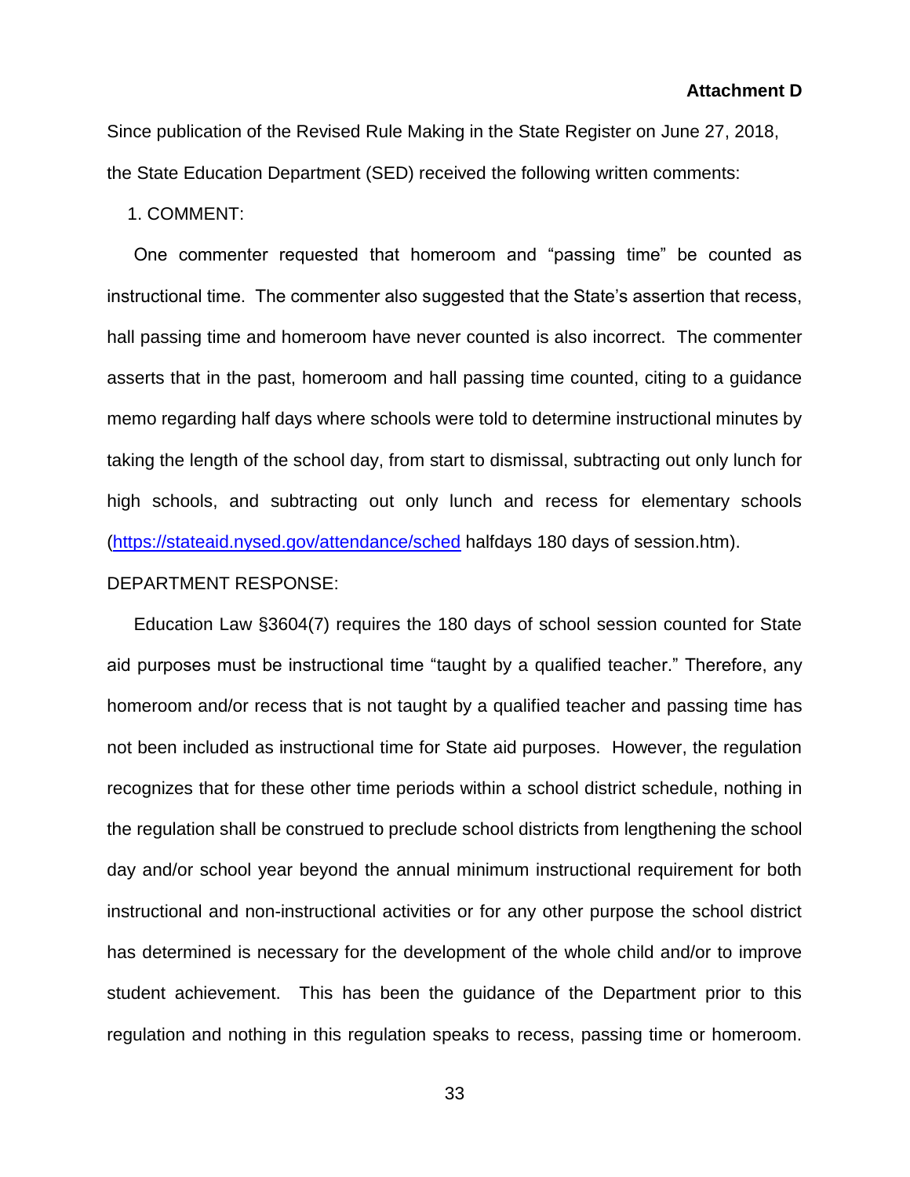**Attachment D**

Since publication of the Revised Rule Making in the State Register on June 27, 2018, the State Education Department (SED) received the following written comments:

1. COMMENT:

One commenter requested that homeroom and "passing time" be counted as instructional time. The commenter also suggested that the State's assertion that recess, hall passing time and homeroom have never counted is also incorrect. The commenter asserts that in the past, homeroom and hall passing time counted, citing to a guidance memo regarding half days where schools were told to determine instructional minutes by taking the length of the school day, from start to dismissal, subtracting out only lunch for high schools, and subtracting out only lunch and recess for elementary schools ([https://stateaid.nysed.gov/attendance/sched](https://stateaid.nysed.gov/attendance/sched) halfdays 180 days of session.htm).

DEPARTMENT RESPONSE:

Education Law §3604(7) requires the 180 days of school session counted for State aid purposes must be instructional time "taught by a qualified teacher." Therefore, any homeroom and/or recess that is not taught by a qualified teacher and passing time has not been included as instructional time for State aid purposes. However, the regulation recognizes that for these other time periods within a school district schedule, nothing in the regulation shall be construed to preclude school districts from lengthening the school day and/or school year beyond the annual minimum instructional requirement for both instructional and non-instructional activities or for any other purpose the school district has determined is necessary for the development of the whole child and/or to improve student achievement. This has been the guidance of the Department prior to this regulation and nothing in this regulation speaks to recess, passing time or homeroom.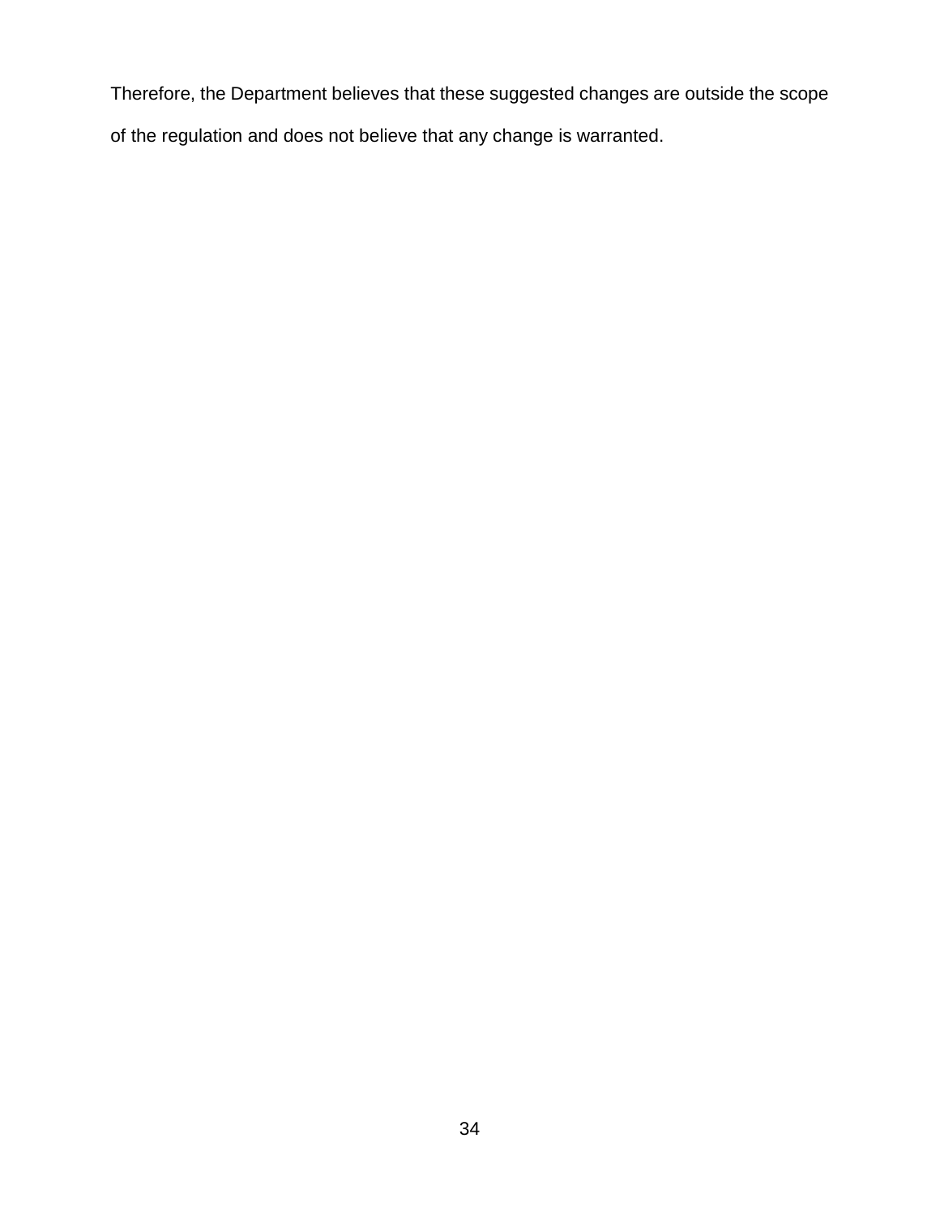Therefore, the Department believes that these suggested changes are outside the scope of the regulation and does not believe that any change is warranted.